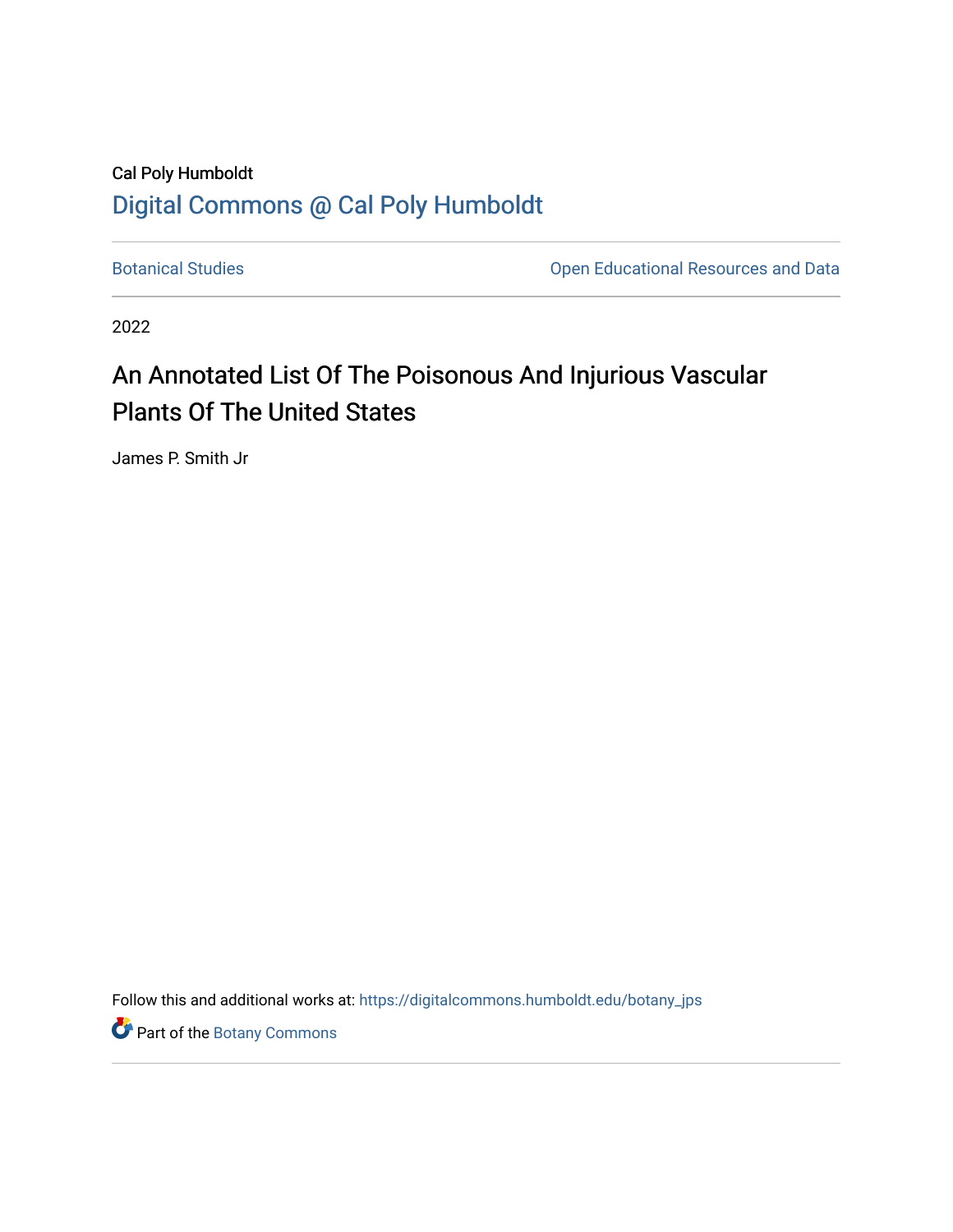Cal Poly Humboldt

# Digital Commons @ Cal Poly Humboldt

Botanical Studies

Open Educational Resources and Data

2022

## An Annotated List Of The Poisonous And Injurious Vascular Plants Of The United States

James P. Smith Jr

Follow this and additional works at: https://digitalcommons.humboldt.edu/botany_jps

Part of the Botany Commons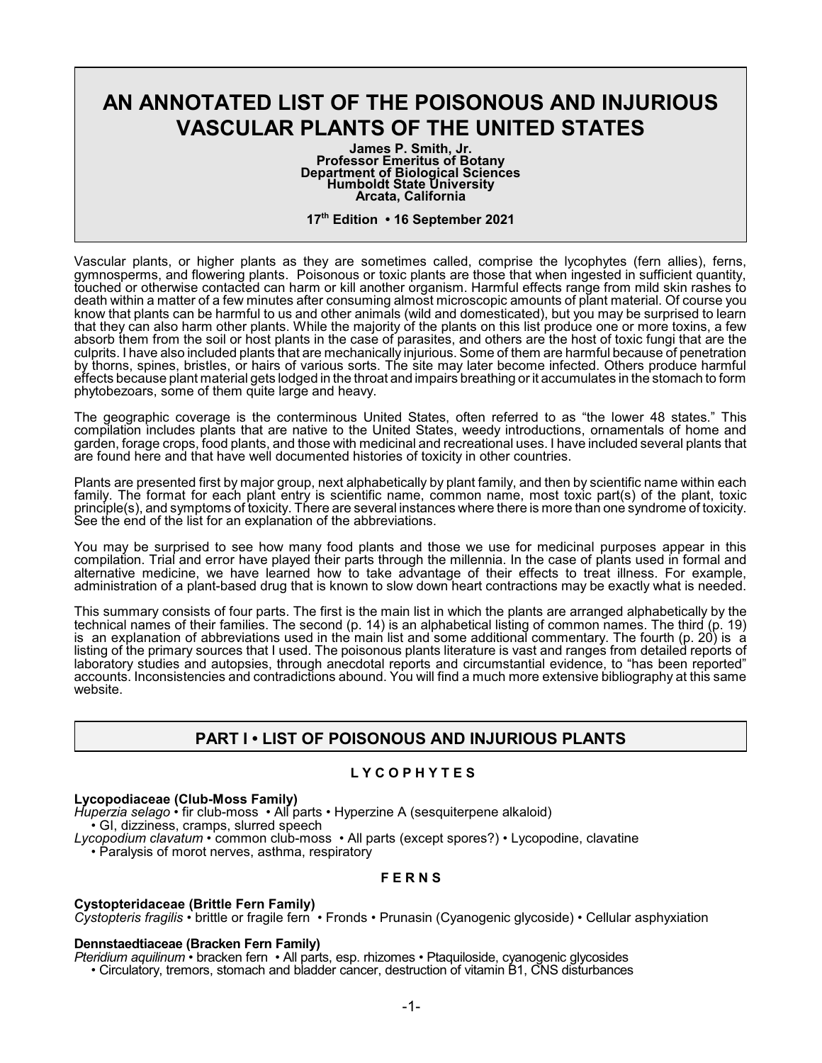# AN ANNOTATED LIST OF THE POISONOUS AND INJURIOUS VASCULAR PLANTS OF THE UNITED STATES

**James P. Smith, Jr.**
**Professor Emeritus of Botany**
**Department of Biological Sciences**
**Humboldt State University**
**Arcata, California**

**17th Edition • 16 September 2021**

Vascular plants, or higher plants as they are sometimes called, comprise the lycophytes (fern allies), ferns, gymnosperms, and flowering plants. Poisonous or toxic plants are those that when ingested in sufficient quantity, touched or otherwise contacted can harm or kill another organism. Harmful effects range from mild skin rashes to death within a matter of a few minutes after consuming almost microscopic amounts of plant material. Of course you know that plants can be harmful to us and other animals (wild and domesticated), but you may be surprised to learn that they can also harm other plants. While the majority of the plants on this list produce one or more toxins, a few absorb them from the soil or host plants in the case of parasites, and others are the host of toxic fungi that are the culprits. I have also included plants that are mechanically injurious. Some of them are harmful because of penetration by thorns, spines, bristles, or hairs of various sorts. The site may later become infected. Others produce harmful effects because plant material gets lodged in the throat and impairs breathing or it accumulates in the stomach to form phytobezoars, some of them quite large and heavy.

The geographic coverage is the conterminous United States, often referred to as "the lower 48 states." This compilation includes plants that are native to the United States, weedy introductions, ornamentals of home and garden, forage crops, food plants, and those with medicinal and recreational uses. I have included several plants that are found here and that have well documented histories of toxicity in other countries.

Plants are presented first by major group, next alphabetically by plant family, and then by scientific name within each family. The format for each plant entry is scientific name, common name, most toxic part(s) of the plant, toxic principle(s), and symptoms of toxicity. There are several instances where there is more than one syndrome of toxicity. See the end of the list for an explanation of the abbreviations.

You may be surprised to see how many food plants and those we use for medicinal purposes appear in this compilation. Trial and error have played their parts through the millennia. In the case of plants used in formal and alternative medicine, we have learned how to take advantage of their effects to treat illness. For example, administration of a plant-based drug that is known to slow down heart contractions may be exactly what is needed.

This summary consists of four parts. The first is the main list in which the plants are arranged alphabetically by the technical names of their families. The second (p. 14) is an alphabetical listing of common names. The third (p. 19) is an explanation of abbreviations used in the main list and some additional commentary. The fourth (p. 20) is a listing of the primary sources that I used. The poisonous plants literature is vast and ranges from detailed reports of laboratory studies and autopsies, through anecdotal reports and circumstantial evidence, to "has been reported" accounts. Inconsistencies and contradictions abound. You will find a much more extensive bibliography at this same website.

## PART I • LIST OF POISONOUS AND INJURIOUS PLANTS

### L Y C O P H Y T E S

**Lycopodiaceae (Club-Moss Family)**

*Huperzia selago* • fir club-moss • All parts • Hyperzine A (sesquiterpene alkaloid)
• GI, dizziness, cramps, slurred speech

*Lycopodium clavatum* • common club-moss • All parts (except spores?) • Lycopodine, clavatine
• Paralysis of morot nerves, asthma, respiratory

### F E R N S

**Cystopteridaceae (Brittle Fern Family)**

*Cystopteris fragilis* • brittle or fragile fern • Fronds • Prunasin (Cyanogenic glycoside) • Cellular asphyxiation

**Dennstaedtiaceae (Bracken Fern Family)**

*Pteridium aquilinum* • bracken fern • All parts, esp. rhizomes • Ptaquiloside, cyanogenic glycosides
• Circulatory, tremors, stomach and bladder cancer, destruction of vitamin B1, CNS disturbances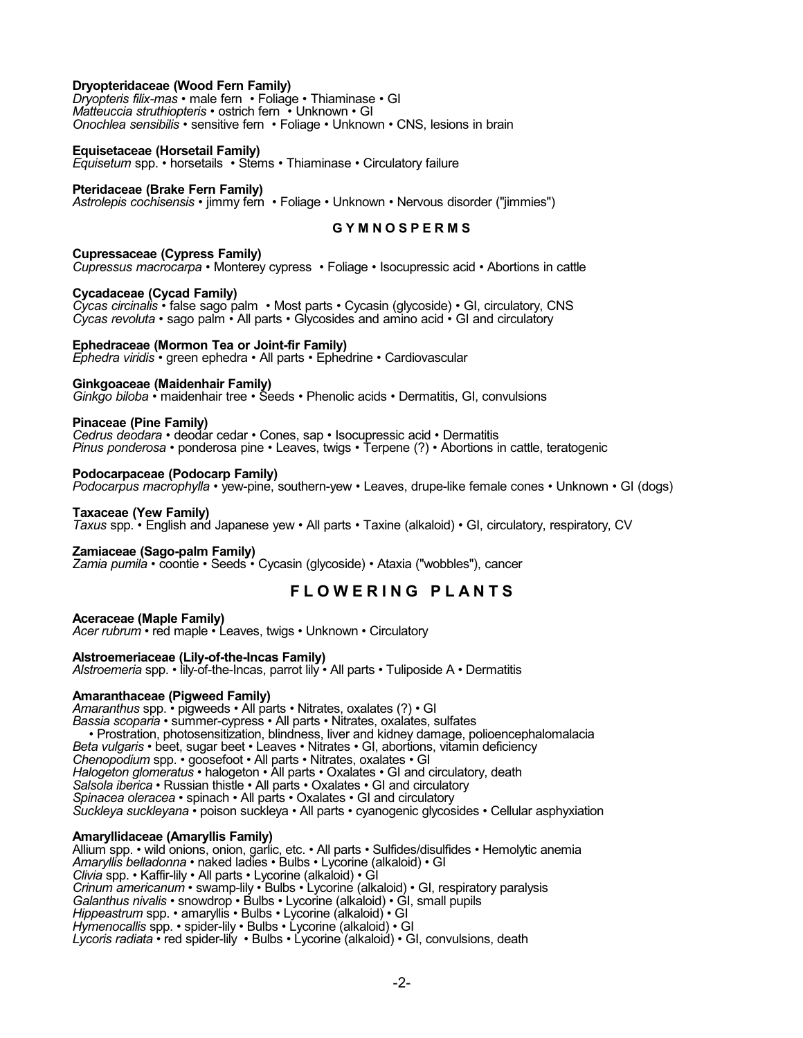**Dryopteridaceae (Wood Fern Family)**
*Dryopteris filix-mas* • male fern • Foliage • Thiaminase • GI
*Matteuccia struthiopteris* • ostrich fern • Unknown • GI
*Onochlea sensibilis* • sensitive fern • Foliage • Unknown • CNS, lesions in brain

**Equisetaceae (Horsetail Family)**
*Equisetum* spp. • horsetails • Stems • Thiaminase • Circulatory failure

**Pteridaceae (Brake Fern Family)**
*Astrolepis cochisensis* • jimmy fern • Foliage • Unknown • Nervous disorder ("jimmies")

## GYMNOSPERMS

**Cupressaceae (Cypress Family)**
*Cupressus macrocarpa* • Monterey cypress • Foliage • Isocupressic acid • Abortions in cattle

**Cycadaceae (Cycad Family)**
*Cycas circinalis* • false sago palm • Most parts • Cycasin (glycoside) • GI, circulatory, CNS
*Cycas revoluta* • sago palm • All parts • Glycosides and amino acid • GI and circulatory

**Ephedraceae (Mormon Tea or Joint-fir Family)**
*Ephedra viridis* • green ephedra • All parts • Ephedrine • Cardiovascular

**Ginkgoaceae (Maidenhair Family)**
*Ginkgo biloba* • maidenhair tree • Seeds • Phenolic acids • Dermatitis, GI, convulsions

**Pinaceae (Pine Family)**
*Cedrus deodara* • deodar cedar • Cones, sap • Isocupressic acid • Dermatitis
*Pinus ponderosa* • ponderosa pine • Leaves, twigs • Terpene (?) • Abortions in cattle, teratogenic

**Podocarpaceae (Podocarp Family)**
*Podocarpus macrophylla* • yew-pine, southern-yew • Leaves, drupe-like female cones • Unknown • GI (dogs)

**Taxaceae (Yew Family)**
*Taxus* spp. • English and Japanese yew • All parts • Taxine (alkaloid) • GI, circulatory, respiratory, CV

**Zamiaceae (Sago-palm Family)**
*Zamia pumila* • coontie • Seeds • Cycasin (glycoside) • Ataxia ("wobbles"), cancer

## FLOWERING PLANTS

**Aceraceae (Maple Family)**
*Acer rubrum* • red maple • Leaves, twigs • Unknown • Circulatory

**Alstroemeriaceae (Lily-of-the-Incas Family)**
*Alstroemeria* spp. • lily-of-the-Incas, parrot lily • All parts • Tuliposide A • Dermatitis

**Amaranthaceae (Pigweed Family)**
*Amaranthus* spp. • pigweeds • All parts • Nitrates, oxalates (?) • GI
*Bassia scoparia* • summer-cypress • All parts • Nitrates, oxalates, sulfates
• Prostration, photosensitization, blindness, liver and kidney damage, polioencephalomalacia
*Beta vulgaris* • beet, sugar beet • Leaves • Nitrates • GI, abortions, vitamin deficiency
*Chenopodium* spp. • goosefoot • All parts • Nitrates, oxalates • GI
*Halogeton glomeratus* • halogeton • All parts • Oxalates • GI and circulatory, death
*Salsola iberica* • Russian thistle • All parts • Oxalates • GI and circulatory
*Spinacea oleracea* • spinach • All parts • Oxalates • GI and circulatory
*Suckleya suckleyana* • poison suckleya • All parts • cyanogenic glycosides • Cellular asphyxiation

**Amaryllidaceae (Amaryllis Family)**
Allium spp. • wild onions, onion, garlic, etc. • All parts • Sulfides/disulfides • Hemolytic anemia
*Amaryllis belladonna* • naked ladies • Bulbs • Lycorine (alkaloid) • GI
*Clivia* spp. • Kaffir-lily • All parts • Lycorine (alkaloid) • GI
*Crinum americanum* • swamp-lily • Bulbs • Lycorine (alkaloid) • GI, respiratory paralysis
*Galanthus nivalis* • snowdrop • Bulbs • Lycorine (alkaloid) • GI, small pupils
*Hippeastrum* spp. • amaryllis • Bulbs • Lycorine (alkaloid) • GI
*Hymenocallis* spp. • spider-lily • Bulbs • Lycorine (alkaloid) • GI
*Lycoris radiata* • red spider-lily • Bulbs • Lycorine (alkaloid) • GI, convulsions, death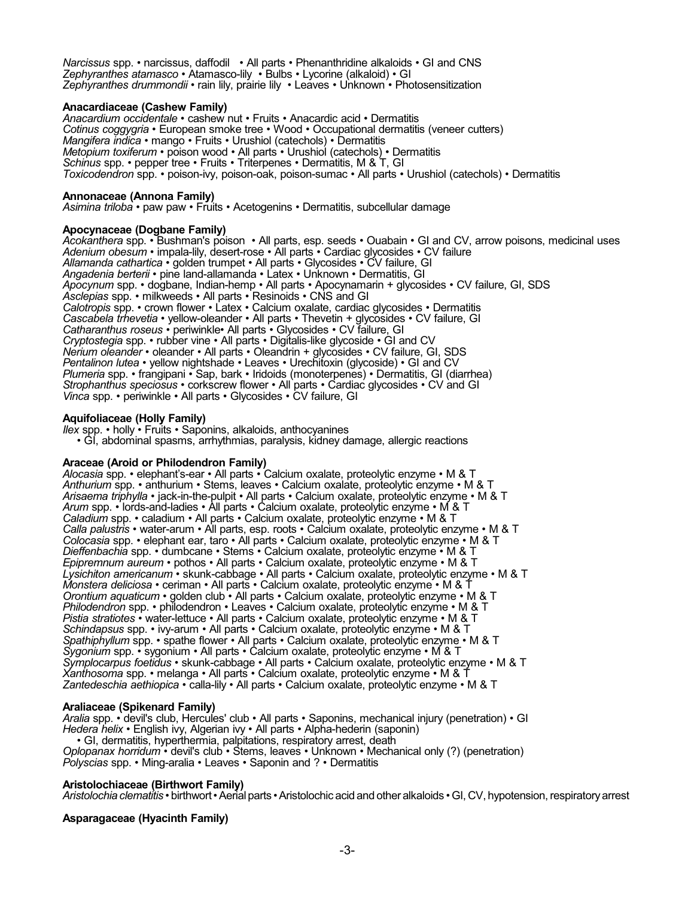*Narcissus* spp. • narcissus, daffodil • All parts • Phenanthridine alkaloids • GI and CNS
*Zephyranthes atamasco* • Atamasco-lily • Bulbs • Lycorine (alkaloid) • GI
*Zephyranthes drummondii* • rain lily, prairie lily • Leaves • Unknown • Photosensitization

**Anacardiaceae (Cashew Family)**
*Anacardium occidentale* • cashew nut • Fruits • Anacardic acid • Dermatitis
*Cotinus coggygria* • European smoke tree • Wood • Occupational dermatitis (veneer cutters)
*Mangifera indica* • mango • Fruits • Urushiol (catechols) • Dermatitis
*Metopium toxiferum* • poison wood • All parts • Urushiol (catechols) • Dermatitis
*Schinus* spp. • pepper tree • Fruits • Triterpenes • Dermatitis, M & T, GI
*Toxicodendron* spp. • poison-ivy, poison-oak, poison-sumac • All parts • Urushiol (catechols) • Dermatitis

**Annonaceae (Annona Family)**
*Asimina triloba* • paw paw • Fruits • Acetogenins • Dermatitis, subcellular damage

**Apocynaceae (Dogbane Family)**
*Acokanthera* spp. • Bushman's poison • All parts, esp. seeds • Ouabain • GI and CV, arrow poisons, medicinal uses
*Adenium obesum* • impala-lily, desert-rose • All parts • Cardiac glycosides • CV failure
*Allamanda cathartica* • golden trumpet • All parts • Glycosides • CV failure, GI
*Angadenia berterii* • pine land-allamanda • Latex • Unknown • Dermatitis, GI
*Apocynum* spp. • dogbane, Indian-hemp • All parts • Apocynamarin + glycosides • CV failure, GI, SDS
*Asclepias* spp. • milkweeds • All parts • Resinoids • CNS and GI
*Calotropis* spp. • crown flower • Latex • Calcium oxalate, cardiac glycosides • Dermatitis
*Cascabela trhevetia* • yellow-oleander • All parts • Thevetin + glycosides • CV failure, GI
*Catharanthus roseus* • periwinkle• All parts • Glycosides • CV failure, GI
*Cryptostegia* spp. • rubber vine • All parts • Digitalis-like glycoside • GI and CV
*Nerium oleander* • oleander • All parts • Oleandrin + glycosides • CV failure, GI, SDS
*Pentalinon lutea* • yellow nightshade • Leaves • Urechitoxin (glycoside) • GI and CV
*Plumeria* spp. • frangipani • Sap, bark • Iridoids (monoterpenes) • Dermatitis, GI (diarrhea)
*Strophanthus speciosus* • corkscrew flower • All parts • Cardiac glycosides • CV and GI
*Vinca* spp. • periwinkle • All parts • Glycosides • CV failure, GI

**Aquifoliaceae (Holly Family)**
*Ilex* spp. • holly • Fruits • Saponins, alkaloids, anthocyanines
• GI, abdominal spasms, arrhythmias, paralysis, kidney damage, allergic reactions

**Araceae (Aroid or Philodendron Family)**
*Alocasia* spp. • elephant's-ear • All parts • Calcium oxalate, proteolytic enzyme • M & T
*Anthurium* spp. • anthurium • Stems, leaves • Calcium oxalate, proteolytic enzyme • M & T
*Arisaema triphylla* • jack-in-the-pulpit • All parts • Calcium oxalate, proteolytic enzyme • M & T
*Arum* spp. • lords-and-ladies • All parts • Calcium oxalate, proteolytic enzyme • M & T
*Caladium* spp. • caladium • All parts • Calcium oxalate, proteolytic enzyme • M & T
*Calla palustris* • water-arum • All parts, esp. roots • Calcium oxalate, proteolytic enzyme • M & T
*Colocasia* spp. • elephant ear, taro • All parts • Calcium oxalate, proteolytic enzyme • M & T
*Dieffenbachia* spp. • dumbcane • Stems • Calcium oxalate, proteolytic enzyme • M & T
*Epipremnum aureum* • pothos • All parts • Calcium oxalate, proteolytic enzyme • M & T
*Lysichiton americanum* • skunk-cabbage • All parts • Calcium oxalate, proteolytic enzyme • M & T
*Monstera deliciosa* • ceriman • All parts • Calcium oxalate, proteolytic enzyme • M & T
*Orontium aquaticum* • golden club • All parts • Calcium oxalate, proteolytic enzyme • M & T
*Philodendron* spp. • philodendron • Leaves • Calcium oxalate, proteolytic enzyme • M & T
*Pistia stratiotes* • water-lettuce • All parts • Calcium oxalate, proteolytic enzyme • M & T
*Schindapsus* spp. • ivy-arum • All parts • Calcium oxalate, proteolytic enzyme • M & T
*Spathiphyllum* spp. • spathe flower • All parts • Calcium oxalate, proteolytic enzyme • M & T
*Sygonium* spp. • sygonium • All parts • Calcium oxalate, proteolytic enzyme • M & T
*Symplocarpus foetidus* • skunk-cabbage • All parts • Calcium oxalate, proteolytic enzyme • M & T
*Xanthosoma* spp. • melanga • All parts • Calcium oxalate, proteolytic enzyme • M & T
*Zantedeschia aethiopica* • calla-lily • All parts • Calcium oxalate, proteolytic enzyme • M & T

**Araliaceae (Spikenard Family)**
*Aralia* spp. • devil's club, Hercules' club • All parts • Saponins, mechanical injury (penetration) • GI
*Hedera helix* • English ivy, Algerian ivy • All parts • Alpha-hederin (saponin)
• GI, dermatitis, hyperthermia, palpitations, respiratory arrest, death
*Oplopanax horridum* • devil's club • Stems, leaves • Unknown • Mechanical only (?) (penetration)
*Polyscias* spp. • Ming-aralia • Leaves • Saponin and ? • Dermatitis

**Aristolochiaceae (Birthwort Family)**
*Aristolochia clematitis* • birthwort • Aerial parts • Aristolochic acid and other alkaloids • GI, CV, hypotension, respiratory arrest

**Asparagaceae (Hyacinth Family)**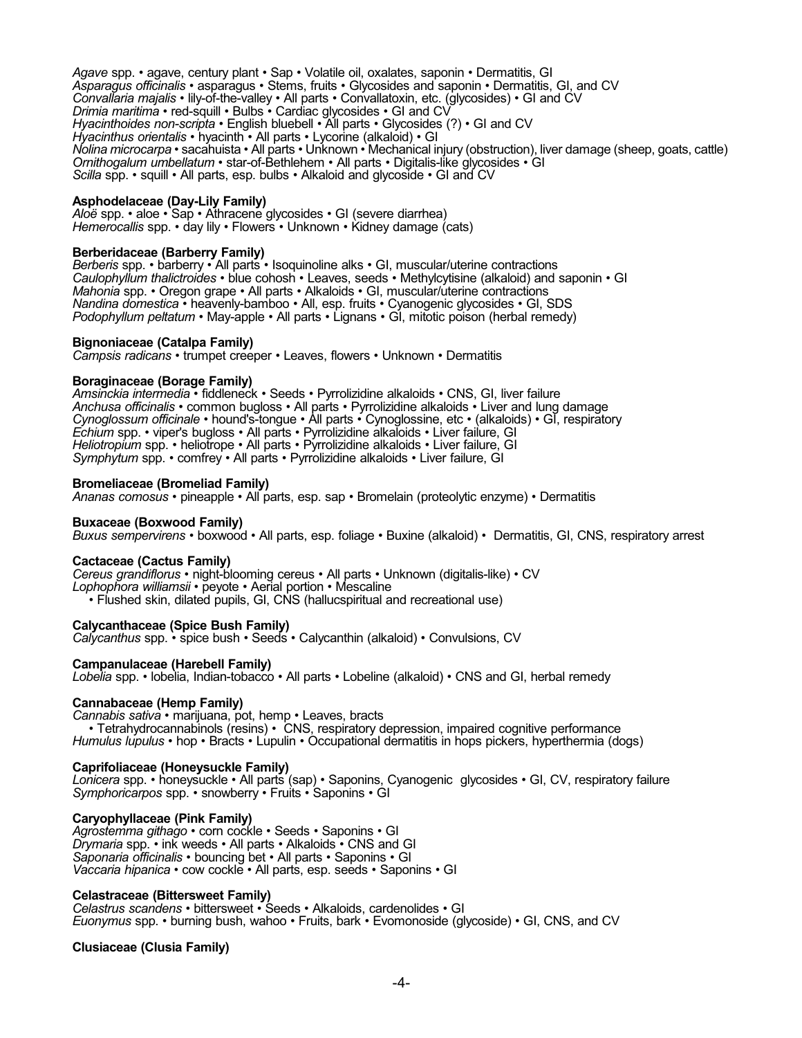*Agave* spp. • agave, century plant • Sap • Volatile oil, oxalates, saponin • Dermatitis, GI
*Asparagus officinalis* • asparagus • Stems, fruits • Glycosides and saponin • Dermatitis, GI, and CV
*Convallaria majalis* • lily-of-the-valley • All parts • Convallatoxin, etc. (glycosides) • GI and CV
*Drimia maritima* • red-squill • Bulbs • Cardiac glycosides • GI and CV
*Hyacinthoides non-scripta* • English bluebell • All parts • Glycosides (?) • GI and CV
*Hyacinthus orientalis* • hyacinth • All parts • Lycorine (alkaloid) • GI
*Nolina microcarpa* • sacahuista • All parts • Unknown • Mechanical injury (obstruction), liver damage (sheep, goats, cattle)
*Ornithogalum umbellatum* • star-of-Bethlehem • All parts • Digitalis-like glycosides • GI
*Scilla* spp. • squill • All parts, esp. bulbs • Alkaloid and glycoside • GI and CV

**Asphodelaceae (Day-Lily Family)**
*Aloë* spp. • aloe • Sap • Athracene glycosides • GI (severe diarrhea)
*Hemerocallis* spp. • day lily • Flowers • Unknown • Kidney damage (cats)

**Berberidaceae (Barberry Family)**
*Berberis* spp. • barberry • All parts • Isoquinoline alks • GI, muscular/uterine contractions
*Caulophyllum thalictroides* • blue cohosh • Leaves, seeds • Methylcytisine (alkaloid) and saponin • GI
*Mahonia* spp. • Oregon grape • All parts • Alkaloids • GI, muscular/uterine contractions
*Nandina domestica* • heavenly-bamboo • All, esp. fruits • Cyanogenic glycosides • GI, SDS
*Podophyllum peltatum* • May-apple • All parts • Lignans • GI, mitotic poison (herbal remedy)

**Bignoniaceae (Catalpa Family)**
*Campsis radicans* • trumpet creeper • Leaves, flowers • Unknown • Dermatitis

**Boraginaceae (Borage Family)**
*Amsinckia intermedia* • fiddleneck • Seeds • Pyrrolizidine alkaloids • CNS, GI, liver failure
*Anchusa officinalis* • common bugloss • All parts • Pyrrolizidine alkaloids • Liver and lung damage
*Cynoglossum officinale* • hound's-tongue • All parts • Cynoglossine, etc • (alkaloids) • GI, respiratory
*Echium* spp. • viper's bugloss • All parts • Pyrrolizidine alkaloids • Liver failure, GI
*Heliotropium* spp. • heliotrope • All parts • Pyrrolizidine alkaloids • Liver failure, GI
*Symphytum* spp. • comfrey • All parts • Pyrrolizidine alkaloids • Liver failure, GI

**Bromeliaceae (Bromeliad Family)**
*Ananas comosus* • pineapple • All parts, esp. sap • Bromelain (proteolytic enzyme) • Dermatitis

**Buxaceae (Boxwood Family)**
*Buxus sempervirens* • boxwood • All parts, esp. foliage • Buxine (alkaloid) • Dermatitis, GI, CNS, respiratory arrest

**Cactaceae (Cactus Family)**
*Cereus grandiflorus* • night-blooming cereus • All parts • Unknown (digitalis-like) • CV
*Lophophora williamsii* • peyote • Aerial portion • Mescaline
• Flushed skin, dilated pupils, GI, CNS (hallucspiritual and recreational use)

**Calycanthaceae (Spice Bush Family)**
*Calycanthus* spp. • spice bush • Seeds • Calycanthin (alkaloid) • Convulsions, CV

**Campanulaceae (Harebell Family)**
*Lobelia* spp. • lobelia, Indian-tobacco • All parts • Lobeline (alkaloid) • CNS and GI, herbal remedy

**Cannabaceae (Hemp Family)**
*Cannabis sativa* • marijuana, pot, hemp • Leaves, bracts
• Tetrahydrocannabinols (resins) • CNS, respiratory depression, impaired cognitive performance
*Humulus lupulus* • hop • Bracts • Lupulin • Occupational dermatitis in hops pickers, hyperthermia (dogs)

**Caprifoliaceae (Honeysuckle Family)**
*Lonicera* spp. • honeysuckle • All parts (sap) • Saponins, Cyanogenic glycosides • GI, CV, respiratory failure
*Symphoricarpos* spp. • snowberry • Fruits • Saponins • GI

**Caryophyllaceae (Pink Family)**
*Agrostemma githago* • corn cockle • Seeds • Saponins • GI
*Drymaria* spp. • ink weeds • All parts • Alkaloids • CNS and GI
*Saponaria officinalis* • bouncing bet • All parts • Saponins • GI
*Vaccaria hipanica* • cow cockle • All parts, esp. seeds • Saponins • GI

**Celastraceae (Bittersweet Family)**
*Celastrus scandens* • bittersweet • Seeds • Alkaloids, cardenolides • GI
*Euonymus* spp. • burning bush, wahoo • Fruits, bark • Evomonoside (glycoside) • GI, CNS, and CV

**Clusiaceae (Clusia Family)**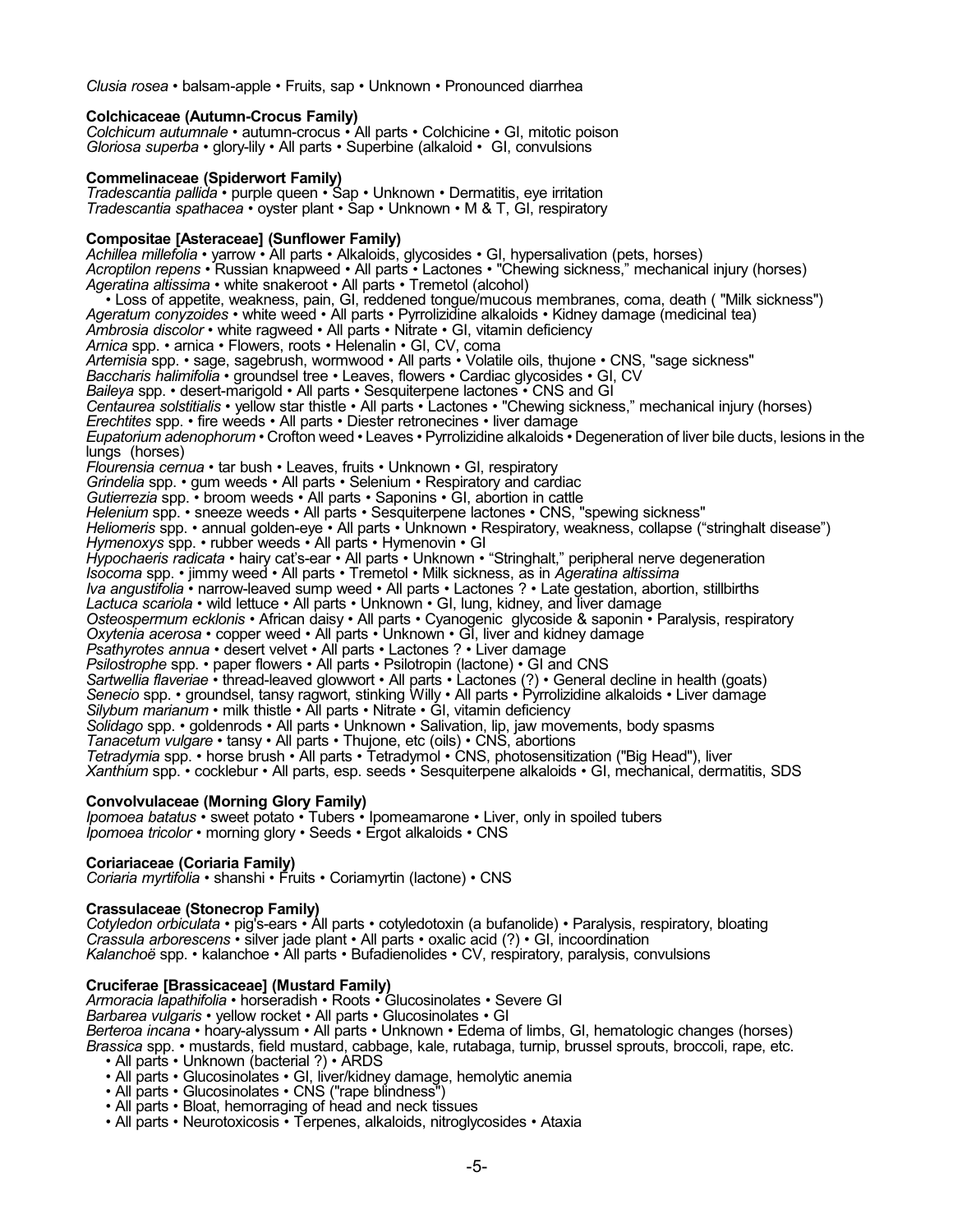*Clusia rosea* • balsam-apple • Fruits, sap • Unknown • Pronounced diarrhea

**Colchicaceae (Autumn-Crocus Family)**
*Colchicum autumnale* • autumn-crocus • All parts • Colchicine • GI, mitotic poison
*Gloriosa superba* • glory-lily • All parts • Superbine (alkaloid • GI, convulsions

**Commelinaceae (Spiderwort Family)**
*Tradescantia pallida* • purple queen • Sap • Unknown • Dermatitis, eye irritation
*Tradescantia spathacea* • oyster plant • Sap • Unknown • M & T, GI, respiratory

**Compositae [Asteraceae] (Sunflower Family)**
*Achillea millefolia* • yarrow • All parts • Alkaloids, glycosides • GI, hypersalivation (pets, horses)
*Acroptilon repens* • Russian knapweed • All parts • Lactones • "Chewing sickness," mechanical injury (horses)
*Ageratina altissima* • white snakeroot • All parts • Tremetol (alcohol)
• Loss of appetite, weakness, pain, GI, reddened tongue/mucous membranes, coma, death ( "Milk sickness")
*Ageratum conyzoides* • white weed • All parts • Pyrrolizidine alkaloids • Kidney damage (medicinal tea)
*Ambrosia discolor* • white ragweed • All parts • Nitrate • GI, vitamin deficiency
*Arnica* spp. • arnica • Flowers, roots • Helenalin • GI, CV, coma
*Artemisia* spp. • sage, sagebrush, wormwood • All parts • Volatile oils, thujone • CNS, "sage sickness"
*Baccharis halimifolia* • groundsel tree • Leaves, flowers • Cardiac glycosides • GI, CV
*Baileya* spp. • desert-marigold • All parts • Sesquiterpene lactones • CNS and GI
*Centaurea solstitialis* • yellow star thistle • All parts • Lactones • "Chewing sickness," mechanical injury (horses)
*Erechtites* spp. • fire weeds • All parts • Diester retronecines • liver damage
*Eupatorium adenophorum* • Crofton weed • Leaves • Pyrrolizidine alkaloids • Degeneration of liver bile ducts, lesions in the lungs (horses)
*Flourensia cernua* • tar bush • Leaves, fruits • Unknown • GI, respiratory
*Grindelia* spp. • gum weeds • All parts • Selenium • Respiratory and cardiac
*Gutierrezia* spp. • broom weeds • All parts • Saponins • GI, abortion in cattle
*Helenium* spp. • sneeze weeds • All parts • Sesquiterpene lactones • CNS, "spewing sickness"
*Heliomeris* spp. • annual golden-eye • All parts • Unknown • Respiratory, weakness, collapse ("stringhalt disease")
*Hymenoxys* spp. • rubber weeds • All parts • Hymenovin • GI
*Hypochaeris radicata* • hairy cat's-ear • All parts • Unknown • "Stringhalt," peripheral nerve degeneration
*Isocoma* spp. • jimmy weed • All parts • Tremetol • Milk sickness, as in *Ageratina altissima*
*Iva angustifolia* • narrow-leaved sump weed • All parts • Lactones ? • Late gestation, abortion, stillbirths
*Lactuca scariola* • wild lettuce • All parts • Unknown • GI, lung, kidney, and liver damage
*Osteospermum ecklonis* • African daisy • All parts • Cyanogenic glycoside & saponin • Paralysis, respiratory
*Oxytenia acerosa* • copper weed • All parts • Unknown • GI, liver and kidney damage
*Psathyrotes annua* • desert velvet • All parts • Lactones ? • Liver damage
*Psilostrophe* spp. • paper flowers • All parts • Psilotropin (lactone) • GI and CNS
*Sartwellia flaveriae* • thread-leaved glowwort • All parts • Lactones (?) • General decline in health (goats)
*Senecio* spp. • groundsel, tansy ragwort, stinking Willy • All parts • Pyrrolizidine alkaloids • Liver damage
*Silybum marianum* • milk thistle • All parts • Nitrate • GI, vitamin deficiency
*Solidago* spp. • goldenrods • All parts • Unknown • Salivation, lip, jaw movements, body spasms
*Tanacetum vulgare* • tansy • All parts • Thujone, etc (oils) • CNS, abortions
*Tetradymia* spp. • horse brush • All parts • Tetradymol • CNS, photosensitization ("Big Head"), liver
*Xanthium* spp. • cocklebur • All parts, esp. seeds • Sesquiterpene alkaloids • GI, mechanical, dermatitis, SDS

**Convolvulaceae (Morning Glory Family)**
*Ipomoea batatus* • sweet potato • Tubers • Ipomeamarone • Liver, only in spoiled tubers
*Ipomoea tricolor* • morning glory • Seeds • Ergot alkaloids • CNS

**Coriariaceae (Coriaria Family)**
*Coriaria myrtifolia* • shanshi • Fruits • Coriamyrtin (lactone) • CNS

**Crassulaceae (Stonecrop Family)**
*Cotyledon orbiculata* • pig's-ears • All parts • cotyledotoxin (a bufanolide) • Paralysis, respiratory, bloating
*Crassula arborescens* • silver jade plant • All parts • oxalic acid (?) • GI, incoordination
*Kalanchoë* spp. • kalanchoe • All parts • Bufadienolides • CV, respiratory, paralysis, convulsions

**Cruciferae [Brassicaceae] (Mustard Family)**
*Armoracia lapathifolia* • horseradish • Roots • Glucosinolates • Severe GI
*Barbarea vulgaris* • yellow rocket • All parts • Glucosinolates • GI
*Berteroa incana* • hoary-alyssum • All parts • Unknown • Edema of limbs, GI, hematologic changes (horses)
*Brassica* spp. • mustards, field mustard, cabbage, kale, rutabaga, turnip, brussel sprouts, broccoli, rape, etc.
- All parts • Unknown (bacterial ?) • ARDS
- All parts • Glucosinolates • GI, liver/kidney damage, hemolytic anemia
- All parts • Glucosinolates • CNS ("rape blindness")
- All parts • Bloat, hemorraging of head and neck tissues
- All parts • Neurotoxicosis • Terpenes, alkaloids, nitroglycosides • Ataxia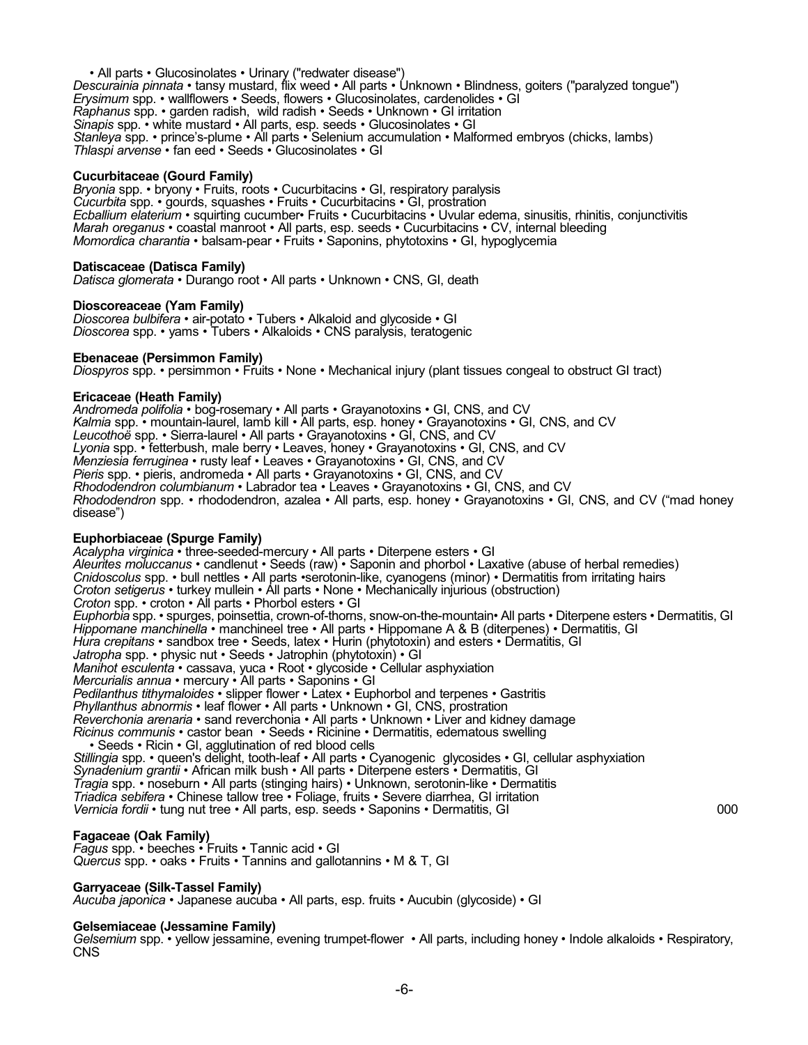• All parts • Glucosinolates • Urinary ("redwater disease")
*Descurainia pinnata* • tansy mustard, flix weed • All parts • Unknown • Blindness, goiters ("paralyzed tongue")
*Erysimum* spp. • wallflowers • Seeds, flowers • Glucosinolates, cardenolides • GI
*Raphanus* spp. • garden radish, wild radish • Seeds • Unknown • GI irritation
*Sinapis* spp. • white mustard • All parts, esp. seeds • Glucosinolates • GI
*Stanleya* spp. • prince's-plume • All parts • Selenium accumulation • Malformed embryos (chicks, lambs)
*Thlaspi arvense* • fan eed • Seeds • Glucosinolates • GI

**Cucurbitaceae (Gourd Family)**
*Bryonia* spp. • bryony • Fruits, roots • Cucurbitacins • GI, respiratory paralysis
*Cucurbita* spp. • gourds, squashes • Fruits • Cucurbitacins • GI, prostration
*Ecballium elaterium* • squirting cucumber• Fruits • Cucurbitacins • Uvular edema, sinusitis, rhinitis, conjunctivitis
*Marah oreganus* • coastal manroot • All parts, esp. seeds • Cucurbitacins • CV, internal bleeding
*Momordica charantia* • balsam-pear • Fruits • Saponins, phytotoxins • GI, hypoglycemia

**Datiscaceae (Datisca Family)**
*Datisca glomerata* • Durango root • All parts • Unknown • CNS, GI, death

**Dioscoreaceae (Yam Family)**
*Dioscorea bulbifera* • air-potato • Tubers • Alkaloid and glycoside • GI
*Dioscorea* spp. • yams • Tubers • Alkaloids • CNS paralysis, teratogenic

**Ebenaceae (Persimmon Family)**
*Diospyros* spp. • persimmon • Fruits • None • Mechanical injury (plant tissues congeal to obstruct GI tract)

**Ericaceae (Heath Family)**
*Andromeda polifolia* • bog-rosemary • All parts • Grayanotoxins • GI, CNS, and CV
*Kalmia* spp. • mountain-laurel, lamb kill • All parts, esp. honey • Grayanotoxins • GI, CNS, and CV
*Leucothoë* spp. • Sierra-laurel • All parts • Grayanotoxins • GI, CNS, and CV
*Lyonia* spp. • fetterbush, male berry • Leaves, honey • Grayanotoxins • GI, CNS, and CV
*Menziesia ferruginea* • rusty leaf • Leaves • Grayanotoxins • GI, CNS, and CV
*Pieris* spp. • pieris, andromeda • All parts • Grayanotoxins • GI, CNS, and CV
*Rhododendron columbianum* • Labrador tea • Leaves • Grayanotoxins • GI, CNS, and CV
*Rhododendron* spp. • rhododendron, azalea • All parts, esp. honey • Grayanotoxins • GI, CNS, and CV ("mad honey disease")

**Euphorbiaceae (Spurge Family)**
*Acalypha virginica* • three-seeded-mercury • All parts • Diterpene esters • GI
*Aleurites moluccanus* • candlenut • Seeds (raw) • Saponin and phorbol • Laxative (abuse of herbal remedies)
*Cnidoscolus* spp. • bull nettles • All parts •serotonin-like, cyanogens (minor) • Dermatitis from irritating hairs
*Croton setigerus* • turkey mullein • All parts • None • Mechanically injurious (obstruction)
*Croton* spp. • croton • All parts • Phorbol esters • GI
*Euphorbia* spp. • spurges, poinsettia, crown-of-thorns, snow-on-the-mountain• All parts • Diterpene esters • Dermatitis, GI
*Hippomane manchinella* • manchineel tree • All parts • Hippomane A & B (diterpenes) • Dermatitis, GI
*Hura crepitans* • sandbox tree • Seeds, latex • Hurin (phytotoxin) and esters • Dermatitis, GI
*Jatropha* spp. • physic nut • Seeds • Jatrophin (phytotoxin) • GI
*Manihot esculenta* • cassava, yuca • Root • glycoside • Cellular asphyxiation
*Mercurialis annua* • mercury • All parts • Saponins • GI
*Pedilanthus tithymaloides* • slipper flower • Latex • Euphorbol and terpenes • Gastritis
*Phyllanthus abnormis* • leaf flower • All parts • Unknown • GI, CNS, prostration
*Reverchonia arenaria* • sand reverchonia • All parts • Unknown • Liver and kidney damage
*Ricinus communis* • castor bean • Seeds • Ricinine • Dermatitis, edematous swelling
• Seeds • Ricin • GI, agglutination of red blood cells
*Stillingia* spp. • queen's delight, tooth-leaf • All parts • Cyanogenic glycosides • GI, cellular asphyxiation
*Synadenium grantii* • African milk bush • All parts • Diterpene esters • Dermatitis, GI
*Tragia* spp. • noseburn • All parts (stinging hairs) • Unknown, serotonin-like • Dermatitis
*Triadica sebifera* • Chinese tallow tree • Foliage, fruits • Severe diarrhea, GI irritation
*Vernicia fordii* • tung nut tree • All parts, esp. seeds • Saponins • Dermatitis, GI 000

**Fagaceae (Oak Family)**
*Fagus* spp. • beeches • Fruits • Tannic acid • GI
*Quercus* spp. • oaks • Fruits • Tannins and gallotannins • M & T, GI

**Garryaceae (Silk-Tassel Family)**
*Aucuba japonica* • Japanese aucuba • All parts, esp. fruits • Aucubin (glycoside) • GI

**Gelsemiaceae (Jessamine Family)**
*Gelsemium* spp. • yellow jessamine, evening trumpet-flower • All parts, including honey • Indole alkaloids • Respiratory, CNS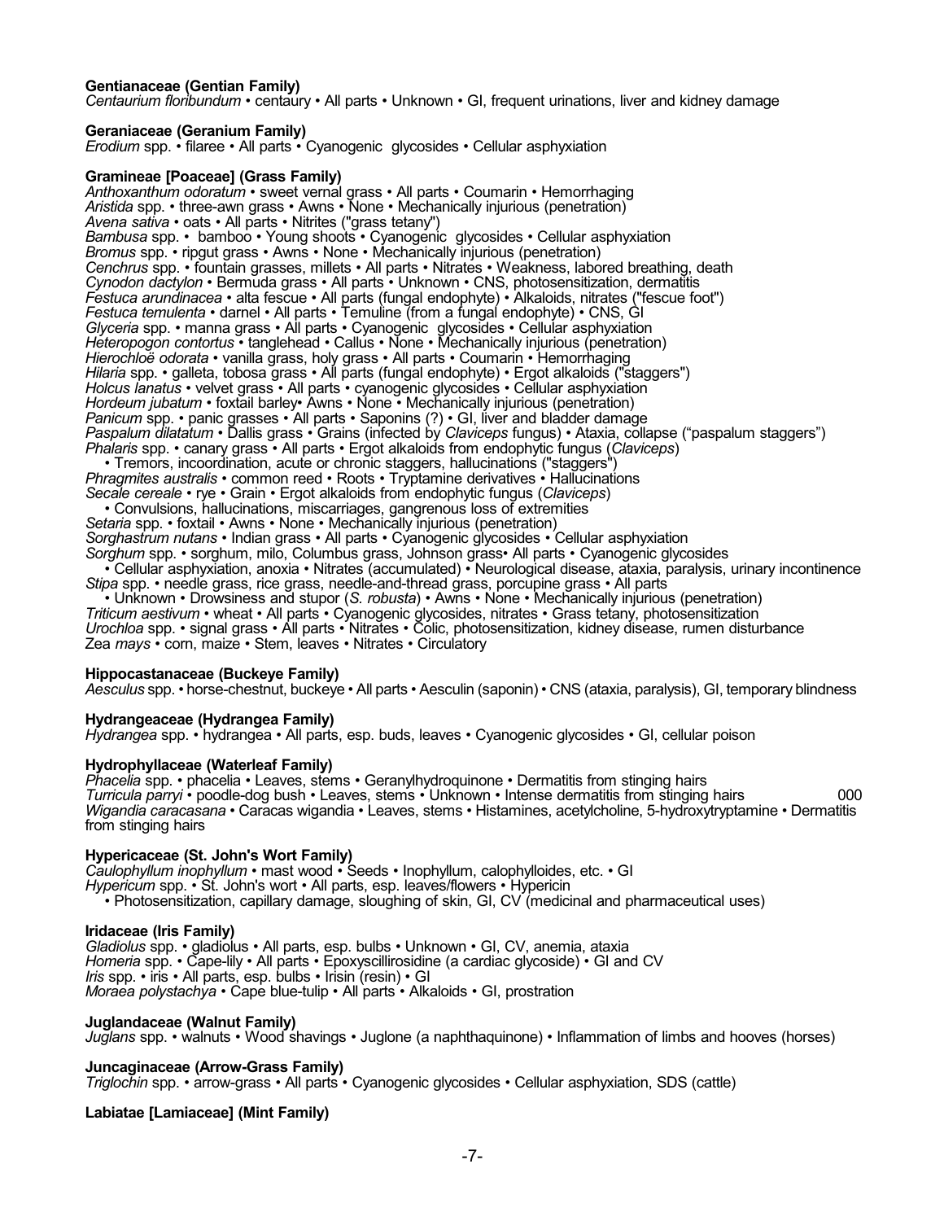**Gentianaceae (Gentian Family)**
*Centaurium floribundum* • centaury • All parts • Unknown • GI, frequent urinations, liver and kidney damage

**Geraniaceae (Geranium Family)**
*Erodium* spp. • filaree • All parts • Cyanogenic glycosides • Cellular asphyxiation

**Gramineae [Poaceae] (Grass Family)**
*Anthoxanthum odoratum* • sweet vernal grass • All parts • Coumarin • Hemorrhaging
*Aristida* spp. • three-awn grass • Awns • None • Mechanically injurious (penetration)
*Avena sativa* • oats • All parts • Nitrites ("grass tetany")
*Bambusa* spp. • bamboo • Young shoots • Cyanogenic glycosides • Cellular asphyxiation
*Bromus* spp. • ripgut grass • Awns • None • Mechanically injurious (penetration)
*Cenchrus* spp. • fountain grasses, millets • All parts • Nitrates • Weakness, labored breathing, death
*Cynodon dactylon* • Bermuda grass • All parts • Unknown • CNS, photosensitization, dermatitis
*Festuca arundinacea* • alta fescue • All parts (fungal endophyte) • Alkaloids, nitrates ("fescue foot")
*Festuca temulenta* • darnel • All parts • Temuline (from a fungal endophyte) • CNS, GI
*Glyceria* spp. • manna grass • All parts • Cyanogenic glycosides • Cellular asphyxiation
*Heteropogon contortus* • tanglehead • Callus • None • Mechanically injurious (penetration)
*Hierochloë odorata* • vanilla grass, holy grass • All parts • Coumarin • Hemorrhaging
*Hilaria* spp. • galleta, tobosa grass • All parts (fungal endophyte) • Ergot alkaloids ("staggers")
*Holcus lanatus* • velvet grass • All parts • cyanogenic glycosides • Cellular asphyxiation
*Hordeum jubatum* • foxtail barley• Awns • None • Mechanically injurious (penetration)
*Panicum* spp. • panic grasses • All parts • Saponins (?) • GI, liver and bladder damage
*Paspalum dilatatum* • Dallis grass • Grains (infected by *Claviceps* fungus) • Ataxia, collapse ("paspalum staggers")
*Phalaris* spp. • canary grass • All parts • Ergot alkaloids from endophytic fungus (*Claviceps*)
• Tremors, incoordination, acute or chronic staggers, hallucinations ("staggers")
*Phragmites australis* • common reed • Roots • Tryptamine derivatives • Hallucinations
*Secale cereale* • rye • Grain • Ergot alkaloids from endophytic fungus (*Claviceps*)
• Convulsions, hallucinations, miscarriages, gangrenous loss of extremities
*Setaria* spp. • foxtail • Awns • None • Mechanically injurious (penetration)
*Sorghastrum nutans* • Indian grass • All parts • Cyanogenic glycosides • Cellular asphyxiation
*Sorghum* spp. • sorghum, milo, Columbus grass, Johnson grass• All parts • Cyanogenic glycosides
• Cellular asphyxiation, anoxia • Nitrates (accumulated) • Neurological disease, ataxia, paralysis, urinary incontinence
*Stipa* spp. • needle grass, rice grass, needle-and-thread grass, porcupine grass • All parts
• Unknown • Drowsiness and stupor (*S. robusta*) • Awns • None • Mechanically injurious (penetration)
*Triticum aestivum* • wheat • All parts • Cyanogenic glycosides, nitrates • Grass tetany, photosensitization
*Urochloa* spp. • signal grass • All parts • Nitrates • Colic, photosensitization, kidney disease, rumen disturbance
Zea *mays* • corn, maize • Stem, leaves • Nitrates • Circulatory

**Hippocastanaceae (Buckeye Family)**
*Aesculus* spp. • horse-chestnut, buckeye • All parts • Aesculin (saponin) • CNS (ataxia, paralysis), GI, temporary blindness

**Hydrangeaceae (Hydrangea Family)**
*Hydrangea* spp. • hydrangea • All parts, esp. buds, leaves • Cyanogenic glycosides • GI, cellular poison

**Hydrophyllaceae (Waterleaf Family)**
*Phacelia* spp. • phacelia • Leaves, stems • Geranylhydroquinone • Dermatitis from stinging hairs
*Turricula parryi* • poodle-dog bush • Leaves, stems • Unknown • Intense dermatitis from stinging hairs 000
*Wigandia caracasana* • Caracas wigandia • Leaves, stems • Histamines, acetylcholine, 5-hydroxytryptamine • Dermatitis from stinging hairs

**Hypericaceae (St. John's Wort Family)**
*Caulophyllum inophyllum* • mast wood • Seeds • Inophyllum, calophylloides, etc. • GI
*Hypericum* spp. • St. John's wort • All parts, esp. leaves/flowers • Hypericin
• Photosensitization, capillary damage, sloughing of skin, GI, CV (medicinal and pharmaceutical uses)

**Iridaceae (Iris Family)**
*Gladiolus* spp. • gladiolus • All parts, esp. bulbs • Unknown • GI, CV, anemia, ataxia
*Homeria* spp. • Cape-lily • All parts • Epoxyscillirosidine (a cardiac glycoside) • GI and CV
*Iris* spp. • iris • All parts, esp. bulbs • Irisin (resin) • GI
*Moraea polystachya* • Cape blue-tulip • All parts • Alkaloids • GI, prostration

**Juglandaceae (Walnut Family)**
*Juglans* spp. • walnuts • Wood shavings • Juglone (a naphthaquinone) • Inflammation of limbs and hooves (horses)

**Juncaginaceae (Arrow-Grass Family)**
*Triglochin* spp. • arrow-grass • All parts • Cyanogenic glycosides • Cellular asphyxiation, SDS (cattle)

**Labiatae [Lamiaceae] (Mint Family)**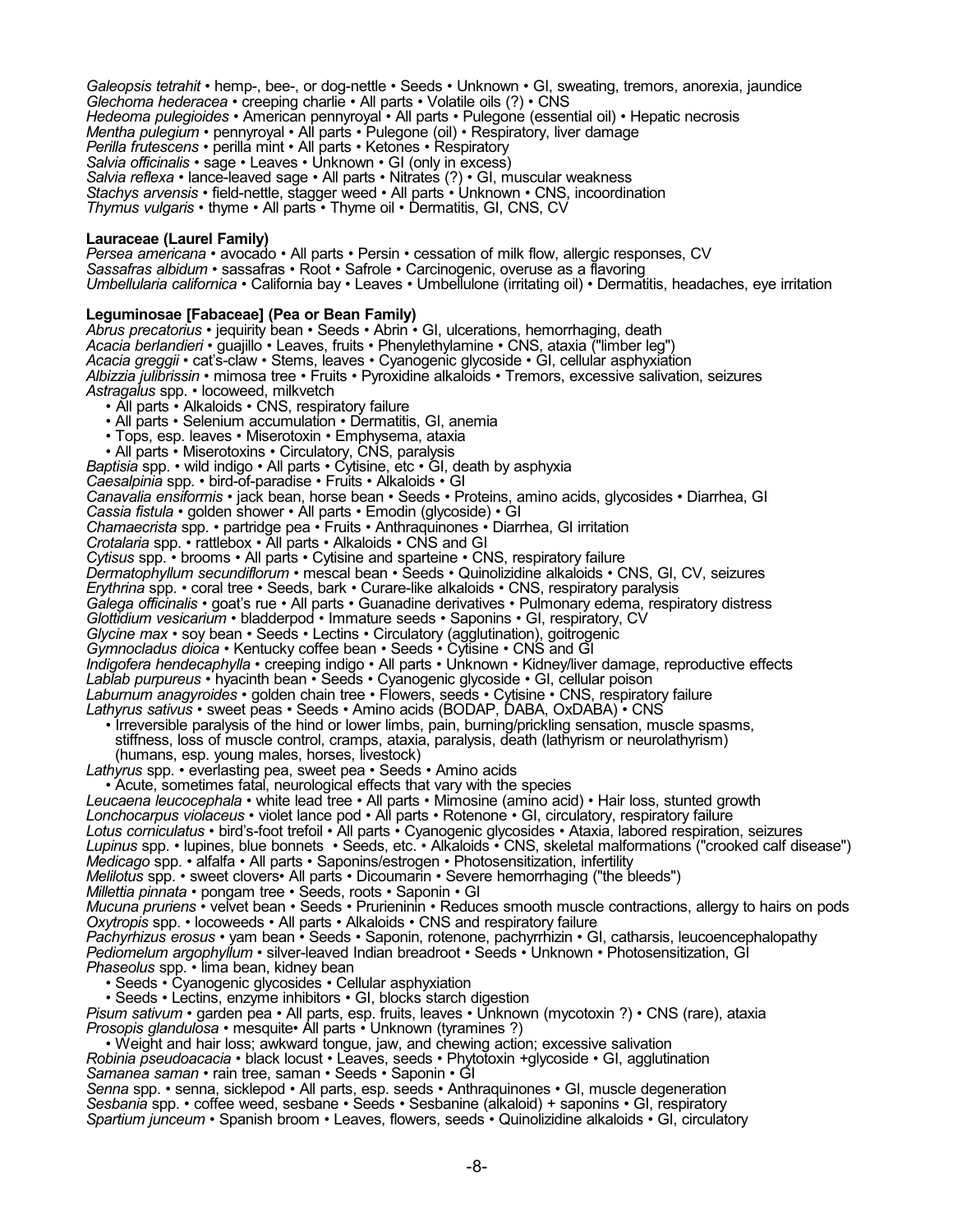*Galeopsis tetrahit* • hemp-, bee-, or dog-nettle • Seeds • Unknown • GI, sweating, tremors, anorexia, jaundice
*Glechoma hederacea* • creeping charlie • All parts • Volatile oils (?) • CNS
*Hedeoma pulegioides* • American pennyroyal • All parts • Pulegone (essential oil) • Hepatic necrosis
*Mentha pulegium* • pennyroyal • All parts • Pulegone (oil) • Respiratory, liver damage
*Perilla frutescens* • perilla mint • All parts • Ketones • Respiratory
*Salvia officinalis* • sage • Leaves • Unknown • GI (only in excess)
*Salvia reflexa* • lance-leaved sage • All parts • Nitrates (?) • GI, muscular weakness
*Stachys arvensis* • field-nettle, stagger weed • All parts • Unknown • CNS, incoordination
*Thymus vulgaris* • thyme • All parts • Thyme oil • Dermatitis, GI, CNS, CV

**Lauraceae (Laurel Family)**
*Persea americana* • avocado • All parts • Persin • cessation of milk flow, allergic responses, CV
*Sassafras albidum* • sassafras • Root • Safrole • Carcinogenic, overuse as a flavoring
*Umbellularia californica* • California bay • Leaves • Umbellulone (irritating oil) • Dermatitis, headaches, eye irritation

**Leguminosae [Fabaceae] (Pea or Bean Family)**
*Abrus precatorius* • jequirity bean • Seeds • Abrin • GI, ulcerations, hemorrhaging, death
*Acacia berlandieri* • guajillo • Leaves, fruits • Phenylethylamine • CNS, ataxia ("limber leg")
*Acacia greggii* • cat's-claw • Stems, leaves • Cyanogenic glycoside • GI, cellular asphyxiation
*Albizzia julibrissin* • mimosa tree • Fruits • Pyroxidine alkaloids • Tremors, excessive salivation, seizures
*Astragalus* spp. • locoweed, milkvetch
  • All parts • Alkaloids • CNS, respiratory failure
  • All parts • Selenium accumulation • Dermatitis, GI, anemia
  • Tops, esp. leaves • Miserotoxin • Emphysema, ataxia
  • All parts • Miserotoxins • Circulatory, CNS, paralysis
*Baptisia* spp. • wild indigo • All parts • Cytisine, etc • GI, death by asphyxia
*Caesalpinia* spp. • bird-of-paradise • Fruits • Alkaloids • GI
*Canavalia ensiformis* • jack bean, horse bean • Seeds • Proteins, amino acids, glycosides • Diarrhea, GI
*Cassia fistula* • golden shower • All parts • Emodin (glycoside) • GI
*Chamaecrista* spp. • partridge pea • Fruits • Anthraquinones • Diarrhea, GI irritation
*Crotalaria* spp. • rattlebox • All parts • Alkaloids • CNS and GI
*Cytisus* spp. • brooms • All parts • Cytisine and sparteine • CNS, respiratory failure
*Dermatophyllum secundiflorum* • mescal bean • Seeds • Quinolizidine alkaloids • CNS, GI, CV, seizures
*Erythrina* spp. • coral tree • Seeds, bark • Curare-like alkaloids • CNS, respiratory paralysis
*Galega officinalis* • goat's rue • All parts • Guanadine derivatives • Pulmonary edema, respiratory distress
*Glottidium vesicarium* • bladderpod • Immature seeds • Saponins • GI, respiratory, CV
*Glycine max* • soy bean • Seeds • Lectins • Circulatory (agglutination), goitrogenic
*Gymnocladus dioica* • Kentucky coffee bean • Seeds • Cytisine • CNS and GI
*Indigofera hendecaphylla* • creeping indigo • All parts • Unknown • Kidney/liver damage, reproductive effects
*Lablab purpureus* • hyacinth bean • Seeds • Cyanogenic glycoside • GI, cellular poison
*Laburnum anagyroides* • golden chain tree • Flowers, seeds • Cytisine • CNS, respiratory failure
*Lathyrus sativus* • sweet peas • Seeds • Amino acids (BODAP, DABA, OxDABA) • CNS
  • Irreversible paralysis of the hind or lower limbs, pain, burning/prickling sensation, muscle spasms, stiffness, loss of muscle control, cramps, ataxia, paralysis, death (lathyrism or neurolathyrism) (humans, esp. young males, horses, livestock)
*Lathyrus* spp. • everlasting pea, sweet pea • Seeds • Amino acids
  • Acute, sometimes fatal, neurological effects that vary with the species
*Leucaena leucocephala* • white lead tree • All parts • Mimosine (amino acid) • Hair loss, stunted growth
*Lonchocarpus violaceus* • violet lance pod • All parts • Rotenone • GI, circulatory, respiratory failure
*Lotus corniculatus* • bird's-foot trefoil • All parts • Cyanogenic glycosides • Ataxia, labored respiration, seizures
*Lupinus* spp. • lupines, blue bonnets • Seeds, etc. • Alkaloids • CNS, skeletal malformations ("crooked calf disease")
*Medicago* spp. • alfalfa • All parts • Saponins/estrogen • Photosensitization, infertility
*Melilotus* spp. • sweet clovers• All parts • Dicoumarin • Severe hemorrhaging ("the bleeds")
*Millettia pinnata* • pongam tree • Seeds, roots • Saponin • GI
*Mucuna pruriens* • velvet bean • Seeds • Prurieninin • Reduces smooth muscle contractions, allergy to hairs on pods
*Oxytropis* spp. • locoweeds • All parts • Alkaloids • CNS and respiratory failure
*Pachyrhizus erosus* • yam bean • Seeds • Saponin, rotenone, pachyrrhizin • GI, catharsis, leucoencephalopathy
*Pediomelum argophyllum* • silver-leaved Indian breadroot • Seeds • Unknown • Photosensitization, GI
*Phaseolus* spp. • lima bean, kidney bean
  • Seeds • Cyanogenic glycosides • Cellular asphyxiation
  • Seeds • Lectins, enzyme inhibitors • GI, blocks starch digestion
*Pisum sativum* • garden pea • All parts, esp. fruits, leaves • Unknown (mycotoxin ?) • CNS (rare), ataxia
*Prosopis glandulosa* • mesquite• All parts • Unknown (tyramines ?)
  • Weight and hair loss; awkward tongue, jaw, and chewing action; excessive salivation
*Robinia pseudoacacia* • black locust • Leaves, seeds • Phytotoxin +glycoside • GI, agglutination
*Samanea saman* • rain tree, saman • Seeds • Saponin • GI
*Senna* spp. • senna, sicklepod • All parts, esp. seeds • Anthraquinones • GI, muscle degeneration
*Sesbania* spp. • coffee weed, sesbane • Seeds • Sesbanine (alkaloid) + saponins • GI, respiratory
*Spartium junceum* • Spanish broom • Leaves, flowers, seeds • Quinolizidine alkaloids • GI, circulatory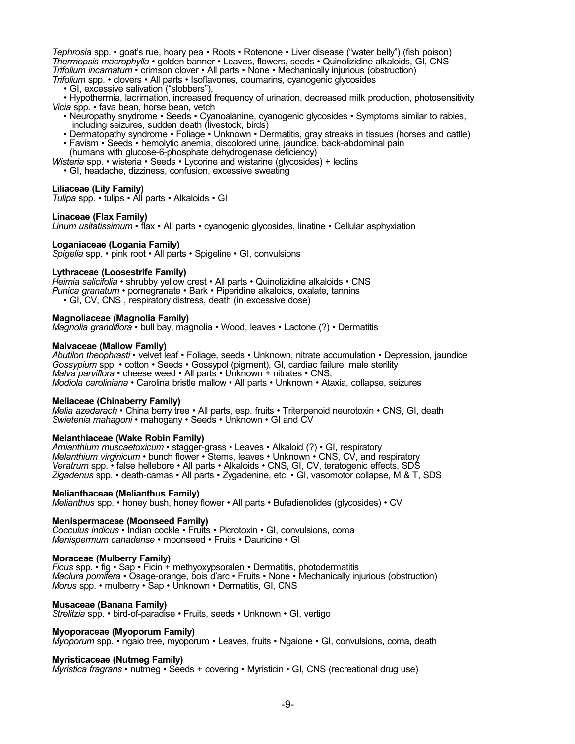*Tephrosia* spp. • goat's rue, hoary pea • Roots • Rotenone • Liver disease ("water belly") (fish poison)
*Thermopsis macrophylla* • golden banner • Leaves, flowers, seeds • Quinolizidine alkaloids, GI, CNS
*Trifolium incarnatum* • crimson clover • All parts • None • Mechanically injurious (obstruction)
*Trifolium* spp. • clovers • All parts • Isoflavones, coumarins, cyanogenic glycosides

- GI, excessive salivation ("slobbers"),
- Hypothermia, lacrimation, increased frequency of urination, decreased milk production, photosensitivity

*Vicia* spp. • fava bean, horse bean, vetch

- Neuropathy snydrome • Seeds • Cyanoalanine, cyanogenic glycosides • Symptoms similar to rabies, including seizures, sudden death (livestock, birds)
- Dermatopathy syndrome • Foliage • Unknown • Dermatitis, gray streaks in tissues (horses and cattle)
- Favism • Seeds • hemolytic anemia, discolored urine, jaundice, back-abdominal pain (humans with glucose-6-phosphate dehydrogenase deficiency)

*Wisteria* spp. • wisteria • Seeds • Lycorine and wistarine (glycosides) + lectins

- GI, headache, dizziness, confusion, excessive sweating

**Liliaceae (Lily Family)**
*Tulipa* spp. • tulips • All parts • Alkaloids • GI

**Linaceae (Flax Family)**
*Linum usitatissimum* • flax • All parts • cyanogenic glycosides, linatine • Cellular asphyxiation

**Loganiaceae (Logania Family)**
*Spigelia* spp. • pink root • All parts • Spigeline • GI, convulsions

**Lythraceae (Loosestrife Family)**
*Heimia salicifolia* • shrubby yellow crest • All parts • Quinolizidine alkaloids • CNS
*Punica granatum* • pomegranate • Bark • Piperidine alkaloids, oxalate, tannins

- GI, CV, CNS , respiratory distress, death (in excessive dose)

**Magnoliaceae (Magnolia Family)**
*Magnolia grandiflora* • bull bay, magnolia • Wood, leaves • Lactone (?) • Dermatitis

**Malvaceae (Mallow Family)**
*Abutilon theophrasti* • velvet leaf • Foliage, seeds • Unknown, nitrate accumulation • Depression, jaundice
*Gossypium* spp. • cotton • Seeds • Gossypol (pigment), GI, cardiac failure, male sterility
*Malva parviflora* • cheese weed • All parts • Unknown + nitrates • CNS,
*Modiola caroliniana* • Carolina bristle mallow • All parts • Unknown • Ataxia, collapse, seizures

**Meliaceae (Chinaberry Family)**
*Melia azedarach* • China berry tree • All parts, esp. fruits • Triterpenoid neurotoxin • CNS, GI, death
*Swietenia mahagoni* • mahogany • Seeds • Unknown • GI and CV

**Melanthiaceae (Wake Robin Family)**
*Amianthium muscaetoxicum* • stagger-grass • Leaves • Alkaloid (?) • GI, respiratory
*Melanthium virginicum* • bunch flower • Stems, leaves • Unknown • CNS, CV, and respiratory
*Veratrum* spp. • false hellebore • All parts • Alkaloids • CNS, GI, CV, teratogenic effects, SDS
*Zigadenus* spp. • death-camas • All parts • Zygadenine, etc. • GI, vasomotor collapse, M & T, SDS

**Melianthaceae (Melianthus Family)**
*Melianthus* spp. • honey bush, honey flower • All parts • Bufadienolides (glycosides) • CV

**Menispermaceae (Moonseed Family)**
*Cocculus indicus* • Indian cockle • Fruits • Picrotoxin • GI, convulsions, coma
*Menispermum canadense* • moonseed • Fruits • Dauricine • GI

**Moraceae (Mulberry Family)**
*Ficus* spp. • fig • Sap • Ficin + methyoxypsoralen • Dermatitis, photodermatitis
*Maclura pomifera* • Osage-orange, bois d'arc • Fruits • None • Mechanically injurious (obstruction)
*Morus* spp. • mulberry • Sap • Unknown • Dermatitis, GI, CNS

**Musaceae (Banana Family)**
*Strelitzia* spp. • bird-of-paradise • Fruits, seeds • Unknown • GI, vertigo

**Myoporaceae (Myoporum Family)**
*Myoporum* spp. • ngaio tree, myoporum • Leaves, fruits • Ngaione • GI, convulsions, coma, death

**Myristicaceae (Nutmeg Family)**
*Myristica fragrans* • nutmeg • Seeds + covering • Myristicin • GI, CNS (recreational drug use)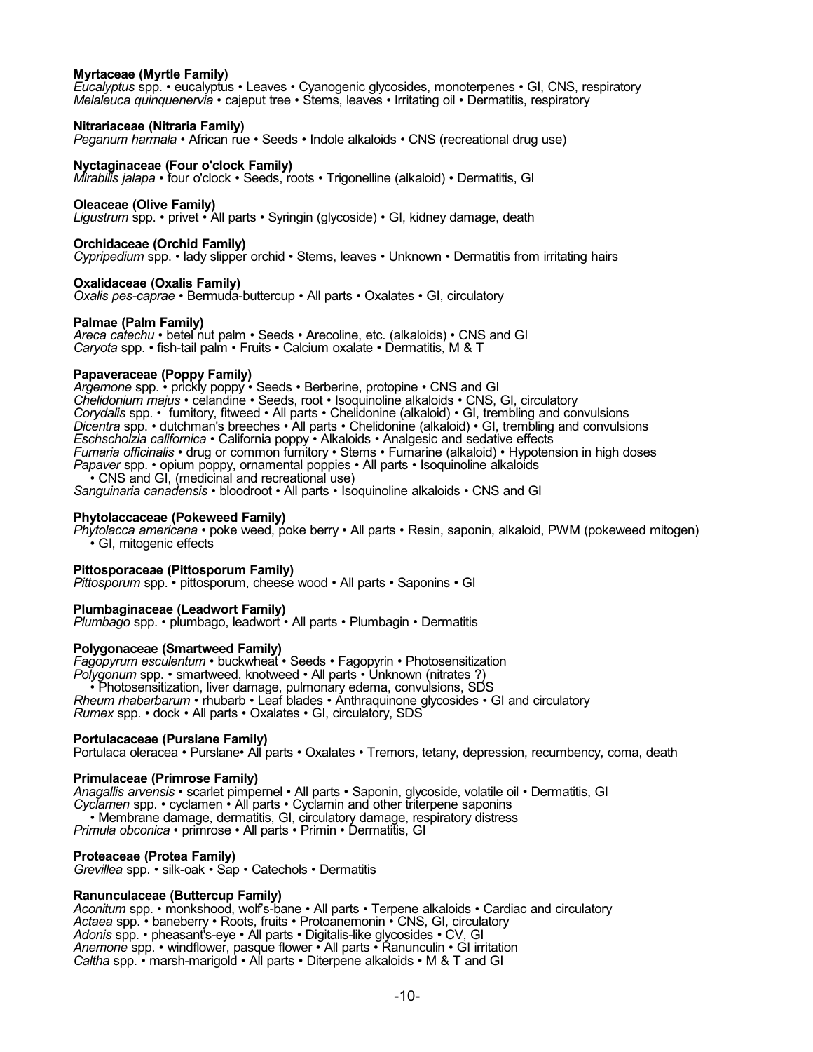**Myrtaceae (Myrtle Family)**
*Eucalyptus* spp. • eucalyptus • Leaves • Cyanogenic glycosides, monoterpenes • GI, CNS, respiratory
*Melaleuca quinquenervia* • cajeput tree • Stems, leaves • Irritating oil • Dermatitis, respiratory

**Nitrariaceae (Nitraria Family)**
*Peganum harmala* • African rue • Seeds • Indole alkaloids • CNS (recreational drug use)

**Nyctaginaceae (Four o'clock Family)**
*Mirabilis jalapa* • four o'clock • Seeds, roots • Trigonelline (alkaloid) • Dermatitis, GI

**Oleaceae (Olive Family)**
*Ligustrum* spp. • privet • All parts • Syringin (glycoside) • GI, kidney damage, death

**Orchidaceae (Orchid Family)**
*Cypripedium* spp. • lady slipper orchid • Stems, leaves • Unknown • Dermatitis from irritating hairs

**Oxalidaceae (Oxalis Family)**
*Oxalis pes-caprae* • Bermuda-buttercup • All parts • Oxalates • GI, circulatory

**Palmae (Palm Family)**
*Areca catechu* • betel nut palm • Seeds • Arecoline, etc. (alkaloids) • CNS and GI
*Caryota* spp. • fish-tail palm • Fruits • Calcium oxalate • Dermatitis, M & T

**Papaveraceae (Poppy Family)**
*Argemone* spp. • prickly poppy • Seeds • Berberine, protopine • CNS and GI
*Chelidonium majus* • celandine • Seeds, root • Isoquinoline alkaloids • CNS, GI, circulatory
*Corydalis* spp. • fumitory, fitweed • All parts • Chelidonine (alkaloid) • GI, trembling and convulsions
*Dicentra* spp. • dutchman's breeches • All parts • Chelidonine (alkaloid) • GI, trembling and convulsions
*Eschscholzia californica* • California poppy • Alkaloids • Analgesic and sedative effects
*Fumaria officinalis* • drug or common fumitory • Stems • Fumarine (alkaloid) • Hypotension in high doses
*Papaver* spp. • opium poppy, ornamental poppies • All parts • Isoquinoline alkaloids
• CNS and GI, (medicinal and recreational use)
*Sanguinaria canadensis* • bloodroot • All parts • Isoquinoline alkaloids • CNS and GI

**Phytolaccaceae (Pokeweed Family)**
*Phytolacca americana* • poke weed, poke berry • All parts • Resin, saponin, alkaloid, PWM (pokeweed mitogen)
• GI, mitogenic effects

**Pittosporaceae (Pittosporum Family)**
*Pittosporum* spp. • pittosporum, cheese wood • All parts • Saponins • GI

**Plumbaginaceae (Leadwort Family)**
*Plumbago* spp. • plumbago, leadwort • All parts • Plumbagin • Dermatitis

**Polygonaceae (Smartweed Family)**
*Fagopyrum esculentum* • buckwheat • Seeds • Fagopyrin • Photosensitization
*Polygonum* spp. • smartweed, knotweed • All parts • Unknown (nitrates ?)
• Photosensitization, liver damage, pulmonary edema, convulsions, SDS
*Rheum rhabarbarum* • rhubarb • Leaf blades • Anthraquinone glycosides • GI and circulatory
*Rumex* spp. • dock • All parts • Oxalates • GI, circulatory, SDS

**Portulacaceae (Purslane Family)**
Portulaca oleracea • Purslane• All parts • Oxalates • Tremors, tetany, depression, recumbency, coma, death

**Primulaceae (Primrose Family)**
*Anagallis arvensis* • scarlet pimpernel • All parts • Saponin, glycoside, volatile oil • Dermatitis, GI
*Cyclamen* spp. • cyclamen • All parts • Cyclamin and other triterpene saponins
• Membrane damage, dermatitis, GI, circulatory damage, respiratory distress
*Primula obconica* • primrose • All parts • Primin • Dermatitis, GI

**Proteaceae (Protea Family)**
*Grevillea* spp. • silk-oak • Sap • Catechols • Dermatitis

**Ranunculaceae (Buttercup Family)**
*Aconitum* spp. • monkshood, wolf's-bane • All parts • Terpene alkaloids • Cardiac and circulatory
*Actaea* spp. • baneberry • Roots, fruits • Protoanemonin • CNS, GI, circulatory
*Adonis* spp. • pheasant's-eye • All parts • Digitalis-like glycosides • CV, GI
*Anemone* spp. • windflower, pasque flower • All parts • Ranunculin • GI irritation
*Caltha* spp. • marsh-marigold • All parts • Diterpene alkaloids • M & T and GI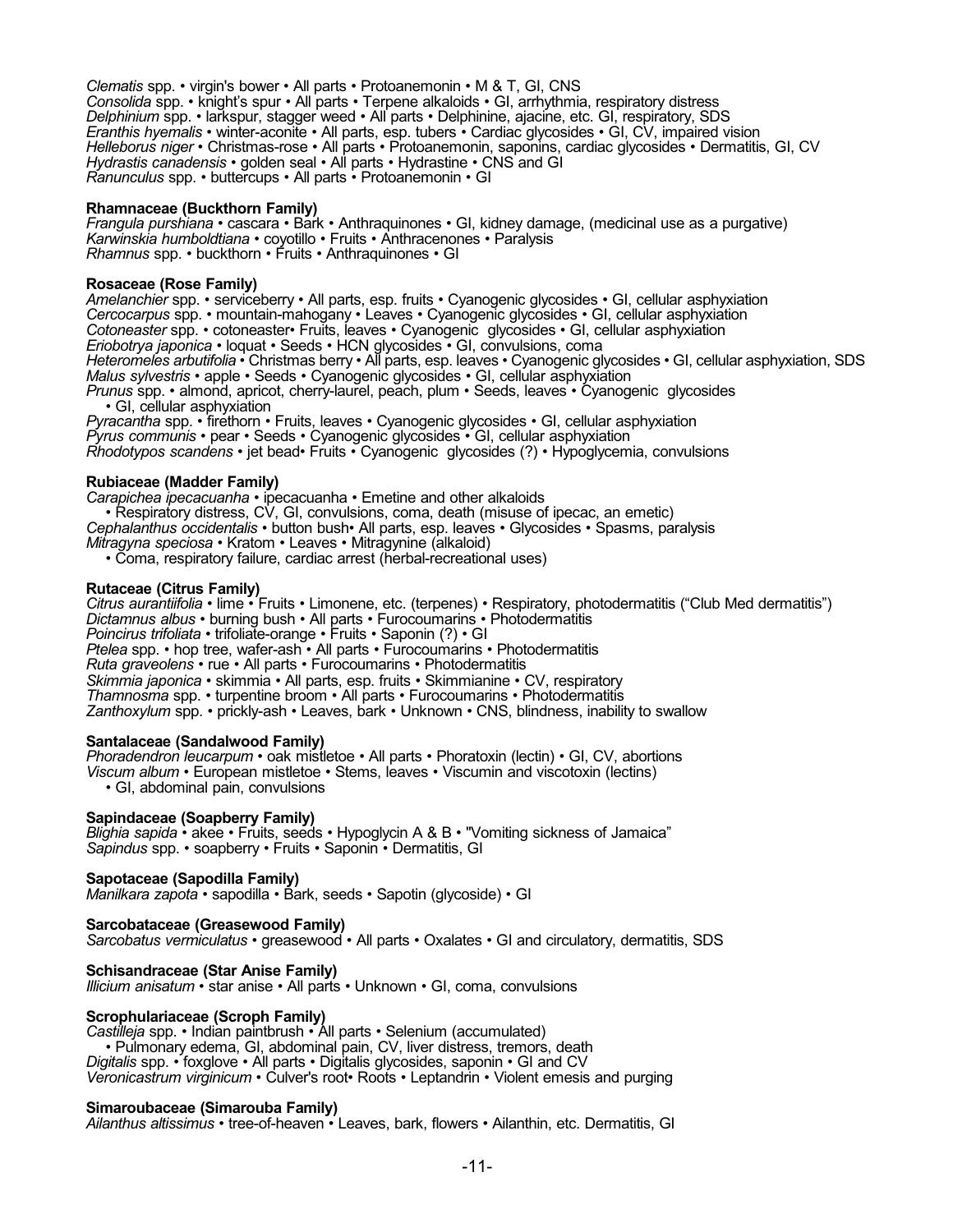*Clematis* spp. • virgin's bower • All parts • Protoanemonin • M & T, GI, CNS
*Consolida* spp. • knight's spur • All parts • Terpene alkaloids • GI, arrhythmia, respiratory distress
*Delphinium* spp. • larkspur, stagger weed • All parts • Delphinine, ajacine, etc. GI, respiratory, SDS
*Eranthis hyemalis* • winter-aconite • All parts, esp. tubers • Cardiac glycosides • GI, CV, impaired vision
*Helleborus niger* • Christmas-rose • All parts • Protoanemonin, saponins, cardiac glycosides • Dermatitis, GI, CV
*Hydrastis canadensis* • golden seal • All parts • Hydrastine • CNS and GI
*Ranunculus* spp. • buttercups • All parts • Protoanemonin • GI

**Rhamnaceae (Buckthorn Family)**
*Frangula purshiana* • cascara • Bark • Anthraquinones • GI, kidney damage, (medicinal use as a purgative)
*Karwinskia humboldtiana* • coyotillo • Fruits • Anthracenones • Paralysis
*Rhamnus* spp. • buckthorn • Fruits • Anthraquinones • GI

**Rosaceae (Rose Family)**
*Amelanchier* spp. • serviceberry • All parts, esp. fruits • Cyanogenic glycosides • GI, cellular asphyxiation
*Cercocarpus* spp. • mountain-mahogany • Leaves • Cyanogenic glycosides • GI, cellular asphyxiation
*Cotoneaster* spp. • cotoneaster• Fruits, leaves • Cyanogenic glycosides • GI, cellular asphyxiation
*Eriobotrya japonica* • loquat • Seeds • HCN glycosides • GI, convulsions, coma
*Heteromeles arbutifolia* • Christmas berry • All parts, esp. leaves • Cyanogenic glycosides • GI, cellular asphyxiation, SDS
*Malus sylvestris* • apple • Seeds • Cyanogenic glycosides • GI, cellular asphyxiation
*Prunus* spp. • almond, apricot, cherry-laurel, peach, plum • Seeds, leaves • Cyanogenic glycosides
  • GI, cellular asphyxiation
*Pyracantha* spp. • firethorn • Fruits, leaves • Cyanogenic glycosides • GI, cellular asphyxiation
*Pyrus communis* • pear • Seeds • Cyanogenic glycosides • GI, cellular asphyxiation
*Rhodotypos scandens* • jet bead• Fruits • Cyanogenic glycosides (?) • Hypoglycemia, convulsions

**Rubiaceae (Madder Family)**
*Carapichea ipecacuanha* • ipecacuanha • Emetine and other alkaloids
  • Respiratory distress, CV, GI, convulsions, coma, death (misuse of ipecac, an emetic)
*Cephalanthus occidentalis* • button bush• All parts, esp. leaves • Glycosides • Spasms, paralysis
*Mitragyna speciosa* • Kratom • Leaves • Mitragynine (alkaloid)
  • Coma, respiratory failure, cardiac arrest (herbal-recreational uses)

**Rutaceae (Citrus Family)**
*Citrus aurantiifolia* • lime • Fruits • Limonene, etc. (terpenes) • Respiratory, photodermatitis ("Club Med dermatitis")
*Dictamnus albus* • burning bush • All parts • Furocoumarins • Photodermatitis
*Poincirus trifoliata* • trifoliate-orange • Fruits • Saponin (?) • GI
*Ptelea* spp. • hop tree, wafer-ash • All parts • Furocoumarins • Photodermatitis
*Ruta graveolens* • rue • All parts • Furocoumarins • Photodermatitis
*Skimmia japonica* • skimmia • All parts, esp. fruits • Skimmianine • CV, respiratory
*Thamnosma* spp. • turpentine broom • All parts • Furocoumarins • Photodermatitis
*Zanthoxylum* spp. • prickly-ash • Leaves, bark • Unknown • CNS, blindness, inability to swallow

**Santalaceae (Sandalwood Family)**
*Phoradendron leucarpum* • oak mistletoe • All parts • Phoratoxin (lectin) • GI, CV, abortions
*Viscum album* • European mistletoe • Stems, leaves • Viscumin and viscotoxin (lectins)
  • GI, abdominal pain, convulsions

**Sapindaceae (Soapberry Family)**
*Blighia sapida* • akee • Fruits, seeds • Hypoglycin A & B • "Vomiting sickness of Jamaica"
*Sapindus* spp. • soapberry • Fruits • Saponin • Dermatitis, GI

**Sapotaceae (Sapodilla Family)**
*Manilkara zapota* • sapodilla • Bark, seeds • Sapotin (glycoside) • GI

**Sarcobataceae (Greasewood Family)**
*Sarcobatus vermiculatus* • greasewood • All parts • Oxalates • GI and circulatory, dermatitis, SDS

**Schisandraceae (Star Anise Family)**
*Illicium anisatum* • star anise • All parts • Unknown • GI, coma, convulsions

**Scrophulariaceae (Scroph Family)**
*Castilleja* spp. • Indian paintbrush • All parts • Selenium (accumulated)
  • Pulmonary edema, GI, abdominal pain, CV, liver distress, tremors, death
*Digitalis* spp. • foxglove • All parts • Digitalis glycosides, saponin • GI and CV
*Veronicastrum virginicum* • Culver's root• Roots • Leptandrin • Violent emesis and purging

**Simaroubaceae (Simarouba Family)**
*Ailanthus altissimus* • tree-of-heaven • Leaves, bark, flowers • Ailanthin, etc. Dermatitis, GI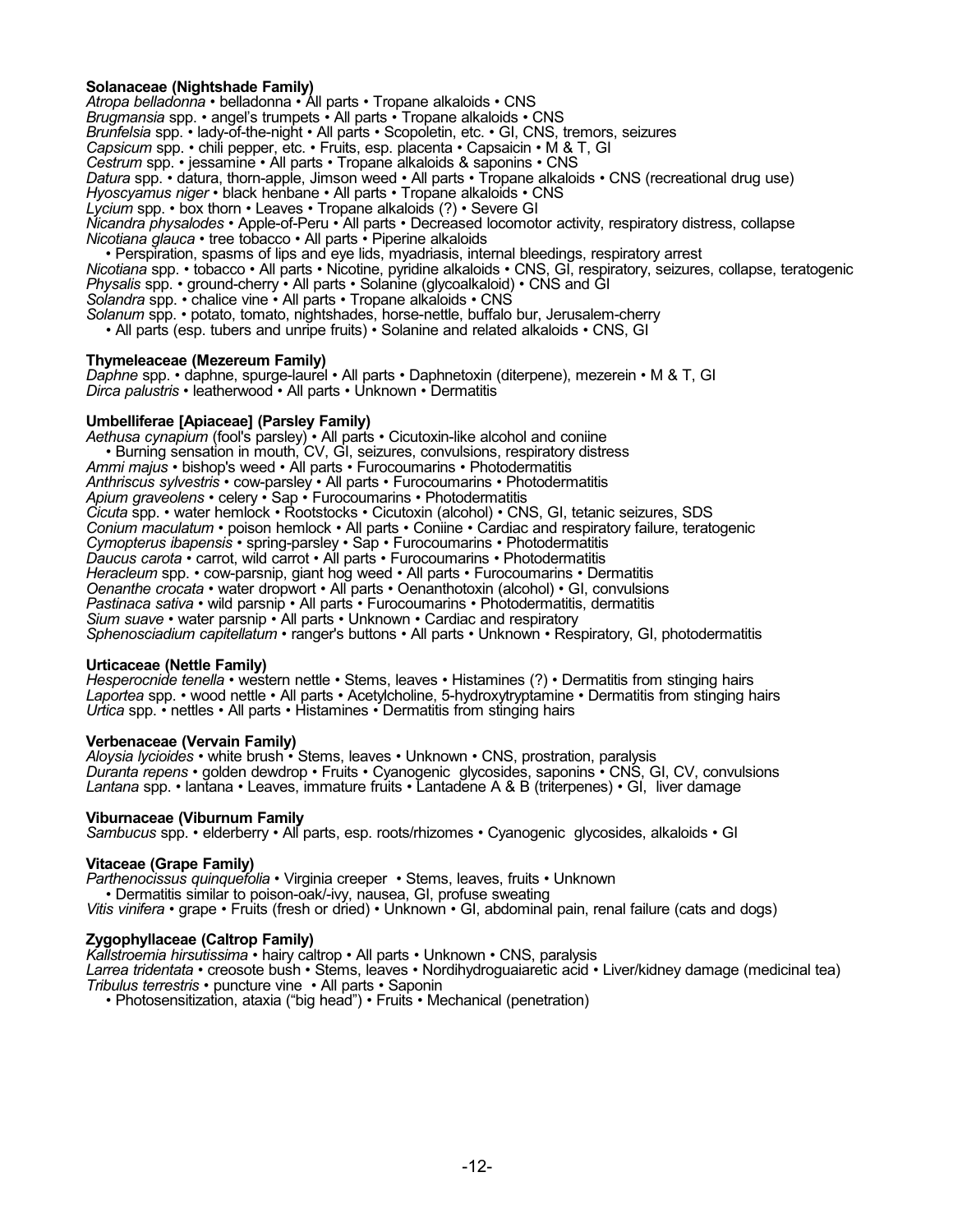**Solanaceae (Nightshade Family)**

*Atropa belladonna* • belladonna • All parts • Tropane alkaloids • CNS
*Brugmansia* spp. • angel's trumpets • All parts • Tropane alkaloids • CNS
*Brunfelsia* spp. • lady-of-the-night • All parts • Scopoletin, etc. • GI, CNS, tremors, seizures
*Capsicum* spp. • chili pepper, etc. • Fruits, esp. placenta • Capsaicin • M & T, GI
*Cestrum* spp. • jessamine • All parts • Tropane alkaloids & saponins • CNS
*Datura* spp. • datura, thorn-apple, Jimson weed • All parts • Tropane alkaloids • CNS (recreational drug use)
*Hyoscyamus niger* • black henbane • All parts • Tropane alkaloids • CNS
*Lycium* spp. • box thorn • Leaves • Tropane alkaloids (?) • Severe GI
*Nicandra physalodes* • Apple-of-Peru • All parts • Decreased locomotor activity, respiratory distress, collapse
*Nicotiana glauca* • tree tobacco • All parts • Piperine alkaloids
 • Perspiration, spasms of lips and eye lids, myadriasis, internal bleedings, respiratory arrest
*Nicotiana* spp. • tobacco • All parts • Nicotine, pyridine alkaloids • CNS, GI, respiratory, seizures, collapse, teratogenic
*Physalis* spp. • ground-cherry • All parts • Solanine (glycoalkaloid) • CNS and GI
*Solandra* spp. • chalice vine • All parts • Tropane alkaloids • CNS
*Solanum* spp. • potato, tomato, nightshades, horse-nettle, buffalo bur, Jerusalem-cherry
 • All parts (esp. tubers and unripe fruits) • Solanine and related alkaloids • CNS, GI

**Thymeleaceae (Mezereum Family)**

*Daphne* spp. • daphne, spurge-laurel • All parts • Daphnetoxin (diterpene), mezerein • M & T, GI
*Dirca palustris* • leatherwood • All parts • Unknown • Dermatitis

**Umbelliferae [Apiaceae] (Parsley Family)**

*Aethusa cynapium* (fool's parsley) • All parts • Cicutoxin-like alcohol and coniine
 • Burning sensation in mouth, CV, GI, seizures, convulsions, respiratory distress
*Ammi majus* • bishop's weed • All parts • Furocoumarins • Photodermatitis
*Anthriscus sylvestris* • cow-parsley • All parts • Furocoumarins • Photodermatitis
*Apium graveolens* • celery • Sap • Furocoumarins • Photodermatitis
*Cicuta* spp. • water hemlock • Rootstocks • Cicutoxin (alcohol) • CNS, GI, tetanic seizures, SDS
*Conium maculatum* • poison hemlock • All parts • Coniine • Cardiac and respiratory failure, teratogenic
*Cymopterus ibapensis* • spring-parsley • Sap • Furocoumarins • Photodermatitis
*Daucus carota* • carrot, wild carrot • All parts • Furocoumarins • Photodermatitis
*Heracleum* spp. • cow-parsnip, giant hog weed • All parts • Furocoumarins • Dermatitis
*Oenanthe crocata* • water dropwort • All parts • Oenanthotoxin (alcohol) • GI, convulsions
*Pastinaca sativa* • wild parsnip • All parts • Furocoumarins • Photodermatitis, dermatitis
*Sium suave* • water parsnip • All parts • Unknown • Cardiac and respiratory
*Sphenosciadium capitellatum* • ranger's buttons • All parts • Unknown • Respiratory, GI, photodermatitis

**Urticaceae (Nettle Family)**

*Hesperocnide tenella* • western nettle • Stems, leaves • Histamines (?) • Dermatitis from stinging hairs
*Laportea* spp. • wood nettle • All parts • Acetylcholine, 5-hydroxytryptamine • Dermatitis from stinging hairs
*Urtica* spp. • nettles • All parts • Histamines • Dermatitis from stinging hairs

**Verbenaceae (Vervain Family)**

*Aloysia lycioides* • white brush • Stems, leaves • Unknown • CNS, prostration, paralysis
*Duranta repens* • golden dewdrop • Fruits • Cyanogenic glycosides, saponins • CNS, GI, CV, convulsions
*Lantana* spp. • lantana • Leaves, immature fruits • Lantadene A & B (triterpenes) • GI, liver damage

**Viburnaceae (Viburnum Family**

*Sambucus* spp. • elderberry • All parts, esp. roots/rhizomes • Cyanogenic glycosides, alkaloids • GI

**Vitaceae (Grape Family)**

*Parthenocissus quinquefolia* • Virginia creeper • Stems, leaves, fruits • Unknown
 • Dermatitis similar to poison-oak/-ivy, nausea, GI, profuse sweating
*Vitis vinifera* • grape • Fruits (fresh or dried) • Unknown • GI, abdominal pain, renal failure (cats and dogs)

**Zygophyllaceae (Caltrop Family)**

*Kallstroemia hirsutissima* • hairy caltrop • All parts • Unknown • CNS, paralysis
*Larrea tridentata* • creosote bush • Stems, leaves • Nordihydroguaiaretic acid • Liver/kidney damage (medicinal tea)
*Tribulus terrestris* • puncture vine • All parts • Saponin
 • Photosensitization, ataxia ("big head") • Fruits • Mechanical (penetration)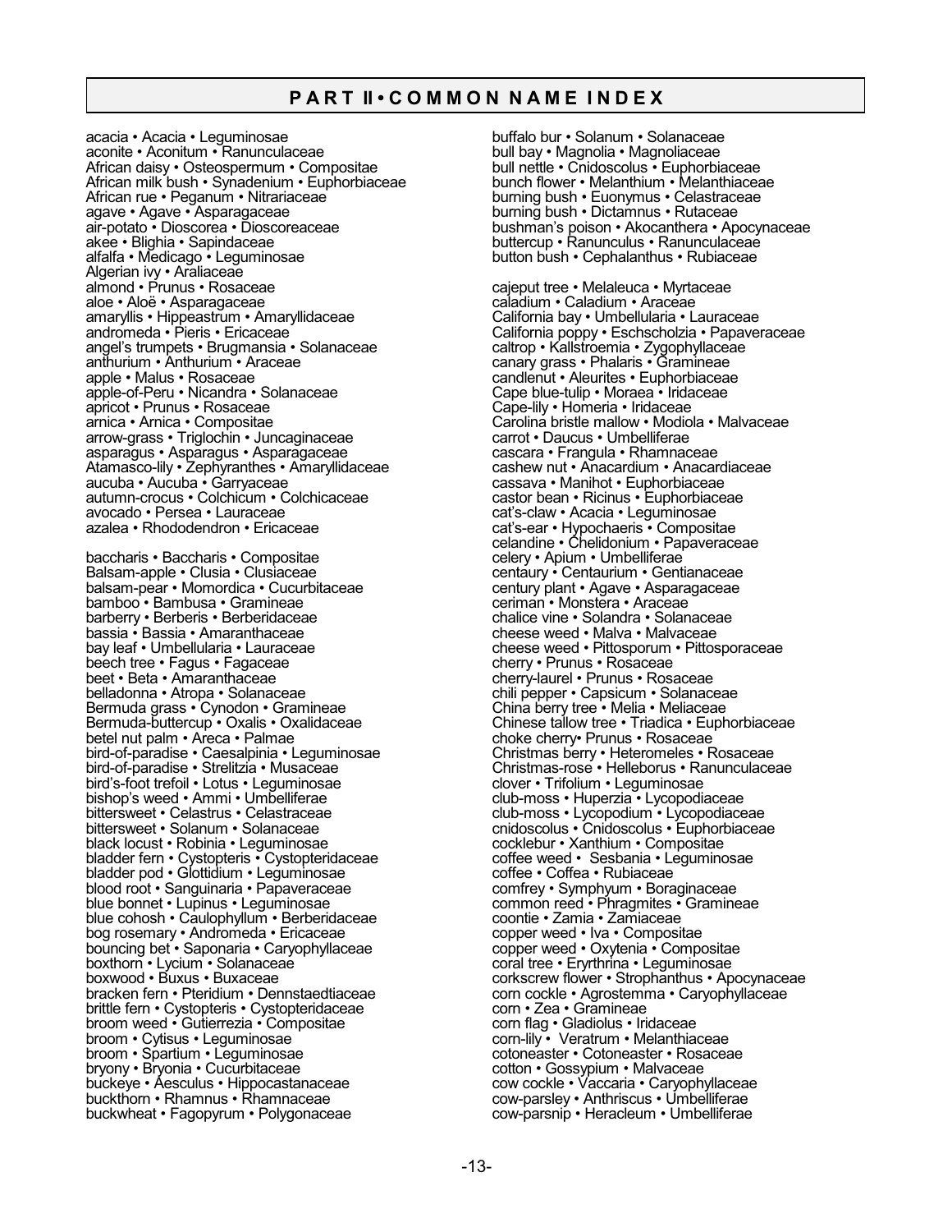# PART II • COMMON NAME INDEX

acacia • Acacia • Leguminosae
aconite • Aconitum • Ranunculaceae
African daisy • Osteospermum • Compositae
African milk bush • Synadenium • Euphorbiaceae
African rue • Peganum • Nitrariaceae
agave • Agave • Asparagaceae
air-potato • Dioscorea • Dioscoreaceae
akee • Blighia • Sapindaceae
alfalfa • Medicago • Leguminosae
Algerian ivy • Araliaceae
almond • Prunus • Rosaceae
aloe • Aloë • Asparagaceae
amaryllis • Hippeastrum • Amaryllidaceae
andromeda • Pieris • Ericaceae
angel's trumpets • Brugmansia • Solanaceae
anthurium • Anthurium • Araceae
apple • Malus • Rosaceae
apple-of-Peru • Nicandra • Solanaceae
apricot • Prunus • Rosaceae
arnica • Arnica • Compositae
arrow-grass • Triglochin • Juncaginaceae
asparagus • Asparagus • Asparagaceae
Atamasco-lily • Zephyranthes • Amaryllidaceae
aucuba • Aucuba • Garryaceae
autumn-crocus • Colchicum • Colchicaceae
avocado • Persea • Lauraceae
azalea • Rhododendron • Ericaceae

baccharis • Baccharis • Compositae
Balsam-apple • Clusia • Clusiaceae
balsam-pear • Momordica • Cucurbitaceae
bamboo • Bambusa • Gramineae
barberry • Berberis • Berberidaceae
bassia • Bassia • Amaranthaceae
bay leaf • Umbellularia • Lauraceae
beech tree • Fagus • Fagaceae
beet • Beta • Amaranthaceae
belladonna • Atropa • Solanaceae
Bermuda grass • Cynodon • Gramineae
Bermuda-buttercup • Oxalis • Oxalidaceae
betel nut palm • Areca • Palmae
bird-of-paradise • Caesalpinia • Leguminosae
bird-of-paradise • Strelitzia • Musaceae
bird's-foot trefoil • Lotus • Leguminosae
bishop's weed • Ammi • Umbelliferae
bittersweet • Celastrus • Celastraceae
bittersweet • Solanum • Solanaceae
black locust • Robinia • Leguminosae
bladder fern • Cystopteris • Cystopteridaceae
bladder pod • Glottidium • Leguminosae
blood root • Sanguinaria • Papaveraceae
blue bonnet • Lupinus • Leguminosae
blue cohosh • Caulophyllum • Berberidaceae
bog rosemary • Andromeda • Ericaceae
bouncing bet • Saponaria • Caryophyllaceae
boxthorn • Lycium • Solanaceae
boxwood • Buxus • Buxaceae
bracken fern • Pteridium • Dennstaedtiaceae
brittle fern • Cystopteris • Cystopteridaceae
broom weed • Gutierrezia • Compositae
broom • Cytisus • Leguminosae
broom • Spartium • Leguminosae
bryony • Bryonia • Cucurbitaceae
buckeye • Aesculus • Hippocastanaceae
buckthorn • Rhamnus • Rhamnaceae
buckwheat • Fagopyrum • Polygonaceae
buffalo bur • Solanum • Solanaceae
bull bay • Magnolia • Magnoliaceae
bull nettle • Cnidoscolus • Euphorbiaceae
bunch flower • Melanthium • Melanthiaceae
burning bush • Euonymus • Celastraceae
burning bush • Dictamnus • Rutaceae
bushman's poison • Akocanthera • Apocynaceae
buttercup • Ranunculus • Ranunculaceae
button bush • Cephalanthus • Rubiaceae

cajeput tree • Melaleuca • Myrtaceae
caladium • Caladium • Araceae
California bay • Umbellularia • Lauraceae
California poppy • Eschscholzia • Papaveraceae
caltrop • Kallstroemia • Zygophyllaceae
canary grass • Phalaris • Gramineae
candlenut • Aleurites • Euphorbiaceae
Cape blue-tulip • Moraea • Iridaceae
Cape-lily • Homeria • Iridaceae
Carolina bristle mallow • Modiola • Malvaceae
carrot • Daucus • Umbelliferae
cascara • Frangula • Rhamnaceae
cashew nut • Anacardium • Anacardiaceae
cassava • Manihot • Euphorbiaceae
castor bean • Ricinus • Euphorbiaceae
cat's-claw • Acacia • Leguminosae
cat's-ear • Hypochaeris • Compositae
celandine • Chelidonium • Papaveraceae
celery • Apium • Umbelliferae
centaury • Centaurium • Gentianaceae
century plant • Agave • Asparagaceae
ceriman • Monstera • Araceae
chalice vine • Solandra • Solanaceae
cheese weed • Malva • Malvaceae
cheese weed • Pittosporum • Pittosporaceae
cherry • Prunus • Rosaceae
cherry-laurel • Prunus • Rosaceae
chili pepper • Capsicum • Solanaceae
China berry tree • Melia • Meliaceae
Chinese tallow tree • Triadica • Euphorbiaceae
choke cherry• Prunus • Rosaceae
Christmas berry • Heteromeles • Rosaceae
Christmas-rose • Helleborus • Ranunculaceae
clover • Trifolium • Leguminosae
club-moss • Huperzia • Lycopodiaceae
club-moss • Lycopodium • Lycopodiaceae
cnidoscolus • Cnidoscolus • Euphorbiaceae
cocklebur • Xanthium • Compositae
coffee weed • Sesbania • Leguminosae
coffee • Coffea • Rubiaceae
comfrey • Symphyum • Boraginaceae
common reed • Phragmites • Gramineae
coontie • Zamia • Zamiaceae
copper weed • Iva • Compositae
copper weed • Oxytenia • Compositae
coral tree • Eryrthrina • Leguminosae
corkscrew flower • Strophanthus • Apocynaceae
corn cockle • Agrostemma • Caryophyllaceae
corn • Zea • Gramineae
corn flag • Gladiolus • Iridaceae
corn-lily • Veratrum • Melanthiaceae
cotoneaster • Cotoneaster • Rosaceae
cotton • Gossypium • Malvaceae
cow cockle • Vaccaria • Caryophyllaceae
cow-parsley • Anthriscus • Umbelliferae
cow-parsnip • Heracleum • Umbelliferae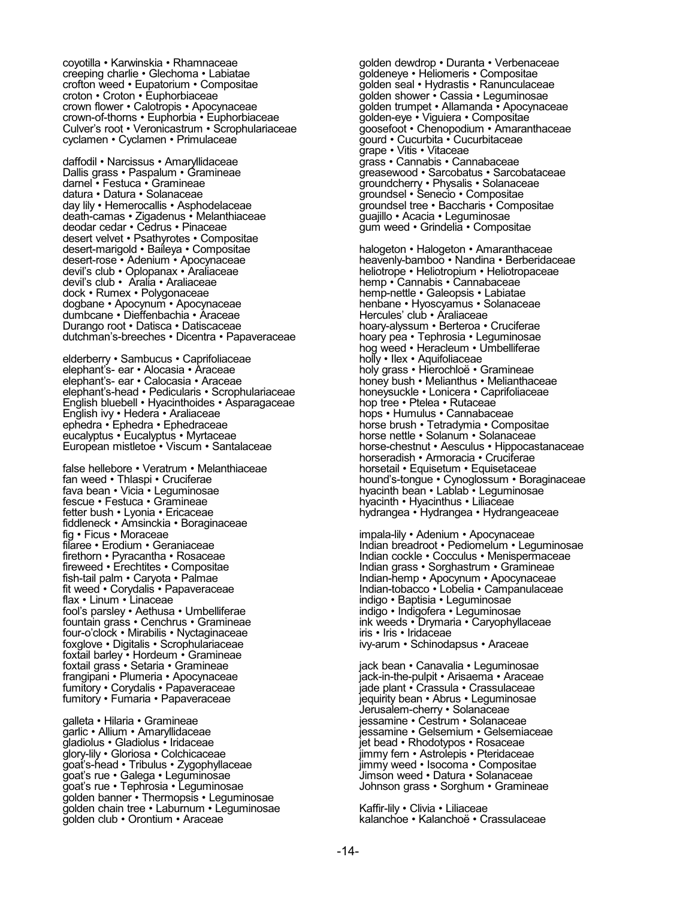coyotilla • Karwinskia • Rhamnaceae
creeping charlie • Glechoma • Labiatae
crofton weed • Eupatorium • Compositae
croton • Croton • Euphorbiaceae
crown flower • Calotropis • Apocynaceae
crown-of-thorns • Euphorbia • Euphorbiaceae
Culver's root • Veronicastrum • Scrophulariaceae
cyclamen • Cyclamen • Primulaceae

daffodil • Narcissus • Amaryllidaceae
Dallis grass • Paspalum • Gramineae
darnel • Festuca • Gramineae
datura • Datura • Solanaceae
day lily • Hemerocallis • Asphodelaceae
death-camas • Zigadenus • Melanthiaceae
deodar cedar • Cedrus • Pinaceae
desert velvet • Psathyrotes • Compositae
desert-marigold • Baileya • Compositae
desert-rose • Adenium • Apocynaceae
devil's club • Oplopanax • Araliaceae
devil's club • Aralia • Araliaceae
dock • Rumex • Polygonaceae
dogbane • Apocynum • Apocynaceae
dumbcane • Dieffenbachia • Araceae
Durango root • Datisca • Datiscaceae
dutchman's-breeches • Dicentra • Papaveraceae

elderberry • Sambucus • Caprifoliaceae
elephant's- ear • Alocasia • Araceae
elephant's- ear • Calocasia • Araceae
elephant's-head • Pedicularis • Scrophulariaceae
English bluebell • Hyacinthoides • Asparagaceae
English ivy • Hedera • Araliaceae
ephedra • Ephedra • Ephedraceae
eucalyptus • Eucalyptus • Myrtaceae
European mistletoe • Viscum • Santalaceae

false hellebore • Veratrum • Melanthiaceae
fan weed • Thlaspi • Cruciferae
fava bean • Vicia • Leguminosae
fescue • Festuca • Gramineae
fetter bush • Lyonia • Ericaceae
fiddleneck • Amsinckia • Boraginaceae
fig • Ficus • Moraceae
filaree • Erodium • Geraniaceae
firethorn • Pyracantha • Rosaceae
fireweed • Erechtites • Compositae
fish-tail palm • Caryota • Palmae
fit weed • Corydalis • Papaveraceae
flax • Linum • Linaceae
fool's parsley • Aethusa • Umbelliferae
fountain grass • Cenchrus • Gramineae
four-o'clock • Mirabilis • Nyctaginaceae
foxglove • Digitalis • Scrophulariaceae
foxtail barley • Hordeum • Gramineae
foxtail grass • Setaria • Gramineae
frangipani • Plumeria • Apocynaceae
fumitory • Corydalis • Papaveraceae
fumitory • Fumaria • Papaveraceae

galleta • Hilaria • Gramineae
garlic • Allium • Amaryllidaceae
gladiolus • Gladiolus • Iridaceae
glory-lily • Gloriosa • Colchicaceae
goat's-head • Tribulus • Zygophyllaceae
goat's rue • Galega • Leguminosae
goat's rue • Tephrosia • Leguminosae
golden banner • Thermopsis • Leguminosae
golden chain tree • Laburnum • Leguminosae
golden club • Orontium • Araceae

golden dewdrop • Duranta • Verbenaceae
goldeneye • Heliomeris • Compositae
golden seal • Hydrastis • Ranunculaceae
golden shower • Cassia • Leguminosae
golden trumpet • Allamanda • Apocynaceae
golden-eye • Viguiera • Compositae
goosefoot • Chenopodium • Amaranthaceae
gourd • Cucurbita • Cucurbitaceae
grape • Vitis • Vitaceae
grass • Cannabis • Cannabaceae
greasewood • Sarcobatus • Sarcobataceae
groundcherry • Physalis • Solanaceae
groundsel • Senecio • Compositae
groundsel tree • Baccharis • Compositae
guajillo • Acacia • Leguminosae
gum weed • Grindelia • Compositae

halogeton • Halogeton • Amaranthaceae
heavenly-bamboo • Nandina • Berberidaceae
heliotrope • Heliotropium • Heliotropaceae
hemp • Cannabis • Cannabaceae
hemp-nettle • Galeopsis • Labiatae
henbane • Hyoscyamus • Solanaceae
Hercules' club • Araliaceae
hoary-alyssum • Berteroa • Cruciferae
hoary pea • Tephrosia • Leguminosae
hog weed • Heracleum • Umbelliferae
holly • Ilex • Aquifoliaceae
holy grass • Hierochloë • Gramineae
honey bush • Melianthus • Melianthaceae
honeysuckle • Lonicera • Caprifoliaceae
hop tree • Ptelea • Rutaceae
hops • Humulus • Cannabaceae
horse brush • Tetradymia • Compositae
horse nettle • Solanum • Solanaceae
horse-chestnut • Aesculus • Hippocastanaceae
horseradish • Armoracia • Cruciferae
horsetail • Equisetum • Equisetaceae
hound's-tongue • Cynoglossum • Boraginaceae
hyacinth bean • Lablab • Leguminosae
hyacinth • Hyacinthus • Liliaceae
hydrangea • Hydrangea • Hydrangeaceae

impala-lily • Adenium • Apocynaceae
Indian breadroot • Pediomelum • Leguminosae
Indian cockle • Cocculus • Menispermaceae
Indian grass • Sorghastrum • Gramineae
Indian-hemp • Apocynum • Apocynaceae
Indian-tobacco • Lobelia • Campanulaceae
indigo • Baptisia • Leguminosae
indigo • Indigofera • Leguminosae
ink weeds • Drymaria • Caryophyllaceae
iris • Iris • Iridaceae
ivy-arum • Schinodapsus • Araceae

jack bean • Canavalia • Leguminosae
jack-in-the-pulpit • Arisaema • Araceae
jade plant • Crassula • Crassulaceae
jequirity bean • Abrus • Leguminosae
Jerusalem-cherry • Solanaceae
jessamine • Cestrum • Solanaceae
jessamine • Gelsemium • Gelsemiaceae
jet bead • Rhodotypos • Rosaceae
jimmy fern • Astrolepis • Pteridaceae
jimmy weed • Isocoma • Compositae
Jimson weed • Datura • Solanaceae
Johnson grass • Sorghum • Gramineae

Kaffir-lily • Clivia • Liliaceae
kalanchoe • Kalanchoë • Crassulaceae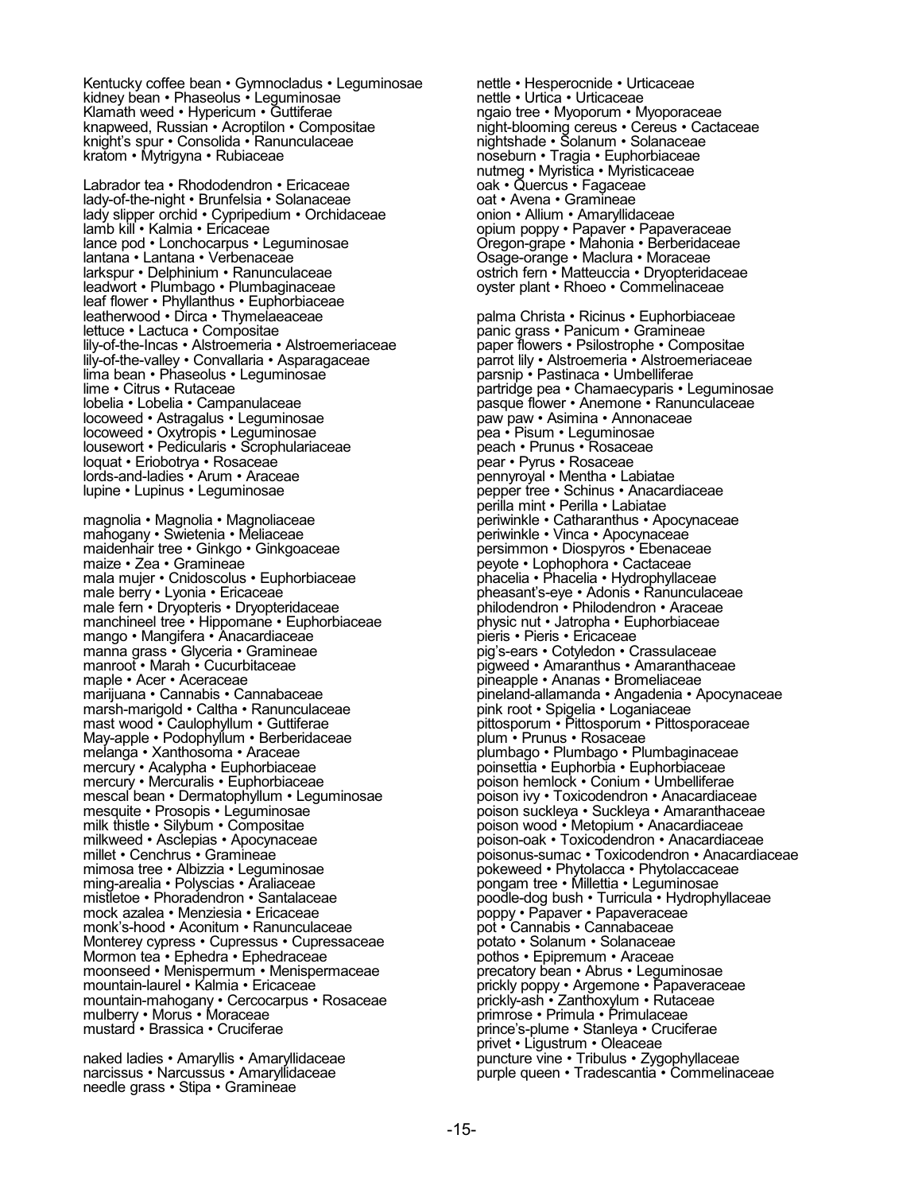Kentucky coffee bean • Gymnocladus • Leguminosae
kidney bean • Phaseolus • Leguminosae
Klamath weed • Hypericum • Guttiferae
knapweed, Russian • Acroptilon • Compositae
knight's spur • Consolida • Ranunculaceae
kratom • Mytrigyna • Rubiaceae

Labrador tea • Rhododendron • Ericaceae
lady-of-the-night • Brunfelsia • Solanaceae
lady slipper orchid • Cypripedium • Orchidaceae
lamb kill • Kalmia • Ericaceae
lance pod • Lonchocarpus • Leguminosae
lantana • Lantana • Verbenaceae
larkspur • Delphinium • Ranunculaceae
leadwort • Plumbago • Plumbaginaceae
leaf flower • Phyllanthus • Euphorbiaceae
leatherwood • Dirca • Thymelaeaceae
lettuce • Lactuca • Compositae
lily-of-the-Incas • Alstroemeria • Alstroemeriaceae
lily-of-the-valley • Convallaria • Asparagaceae
lima bean • Phaseolus • Leguminosae
lime • Citrus • Rutaceae
lobelia • Lobelia • Campanulaceae
locoweed • Astragalus • Leguminosae
locoweed • Oxytropis • Leguminosae
lousewort • Pedicularis • Scrophulariaceae
loquat • Eriobotrya • Rosaceae
lords-and-ladies • Arum • Araceae
lupine • Lupinus • Leguminosae

magnolia • Magnolia • Magnoliaceae
mahogany • Swietenia • Meliaceae
maidenhair tree • Ginkgo • Ginkgoaceae
maize • Zea • Gramineae
mala mujer • Cnidoscolus • Euphorbiaceae
male berry • Lyonia • Ericaceae
male fern • Dryopteris • Dryopteridaceae
manchineel tree • Hippomane • Euphorbiaceae
mango • Mangifera • Anacardiaceae
manna grass • Glyceria • Gramineae
manroot • Marah • Cucurbitaceae
maple • Acer • Aceraceae
marijuana • Cannabis • Cannabaceae
marsh-marigold • Caltha • Ranunculaceae
mast wood • Caulophyllum • Guttiferae
May-apple • Podophyllum • Berberidaceae
melanga • Xanthosoma • Araceae
mercury • Acalypha • Euphorbiaceae
mercury • Mercuralis • Euphorbiaceae
mescal bean • Dermatophyllum • Leguminosae
mesquite • Prosopis • Leguminosae
milk thistle • Silybum • Compositae
milkweed • Asclepias • Apocynaceae
millet • Cenchrus • Gramineae
mimosa tree • Albizzia • Leguminosae
ming-arealia • Polyscias • Araliaceae
mistletoe • Phoradendron • Santalaceae
mock azalea • Menziesia • Ericaceae
monk's-hood • Aconitum • Ranunculaceae
Monterey cypress • Cupressus • Cupressaceae
Mormon tea • Ephedra • Ephedraceae
moonseed • Menispermum • Menispermaceae
mountain-laurel • Kalmia • Ericaceae
mountain-mahogany • Cercocarpus • Rosaceae
mulberry • Morus • Moraceae
mustard • Brassica • Cruciferae

naked ladies • Amaryllis • Amaryllidaceae
narcissus • Narcussus • Amaryllidaceae
needle grass • Stipa • Gramineae
nettle • Hesperocnide • Urticaceae
nettle • Urtica • Urticaceae
ngaio tree • Myoporum • Myoporaceae
night-blooming cereus • Cereus • Cactaceae
nightshade • Solanum • Solanaceae
noseburn • Tragia • Euphorbiaceae
nutmeg • Myristica • Myristicaceae

oak • Quercus • Fagaceae
oat • Avena • Gramineae
onion • Allium • Amaryllidaceae
opium poppy • Papaver • Papaveraceae
Oregon-grape • Mahonia • Berberidaceae
Osage-orange • Maclura • Moraceae
ostrich fern • Matteuccia • Dryopteridaceae
oyster plant • Rhoeo • Commelinaceae

palma Christa • Ricinus • Euphorbiaceae
panic grass • Panicum • Gramineae
paper flowers • Psilostrophe • Compositae
parrot lily • Alstroemeria • Alstroemeriaceae
parsnip • Pastinaca • Umbelliferae
partridge pea • Chamaecyparis • Leguminosae
pasque flower • Anemone • Ranunculaceae
paw paw • Asimina • Annonaceae
pea • Pisum • Leguminosae
peach • Prunus • Rosaceae
pear • Pyrus • Rosaceae
pennyroyal • Mentha • Labiatae
pepper tree • Schinus • Anacardiaceae
perilla mint • Perilla • Labiatae
periwinkle • Catharanthus • Apocynaceae
periwinkle • Vinca • Apocynaceae
persimmon • Diospyros • Ebenaceae
peyote • Lophophora • Cactaceae
phacelia • Phacelia • Hydrophyllaceae
pheasant's-eye • Adonis • Ranunculaceae
philodendron • Philodendron • Araceae
physic nut • Jatropha • Euphorbiaceae
pieris • Pieris • Ericaceae
pig's-ears • Cotyledon • Crassulaceae
pigweed • Amaranthus • Amaranthaceae
pineapple • Ananas • Bromeliaceae
pineland-allamanda • Angadenia • Apocynaceae
pink root • Spigelia • Loganiaceae
pittosporum • Pittosporum • Pittosporaceae
plum • Prunus • Rosaceae
plumbago • Plumbago • Plumbaginaceae
poinsettia • Euphorbia • Euphorbiaceae
poison hemlock • Conium • Umbelliferae
poison ivy • Toxicodendron • Anacardiaceae
poison suckleya • Suckleya • Amaranthaceae
poison wood • Metopium • Anacardiaceae
poison-oak • Toxicodendron • Anacardiaceae
poisonus-sumac • Toxicodendron • Anacardiaceae
pokeweed • Phytolacca • Phytolaccaceae
pongam tree • Millettia • Leguminosae
poodle-dog bush • Turricula • Hydrophyllaceae
poppy • Papaver • Papaveraceae
pot • Cannabis • Cannabaceae
potato • Solanum • Solanaceae
pothos • Epipremum • Araceae
precatory bean • Abrus • Leguminosae
prickly poppy • Argemone • Papaveraceae
prickly-ash • Zanthoxylum • Rutaceae
primrose • Primula • Primulaceae
prince's-plume • Stanleya • Cruciferae
privet • Ligustrum • Oleaceae
puncture vine • Tribulus • Zygophyllaceae
purple queen • Tradescantia • Commelinaceae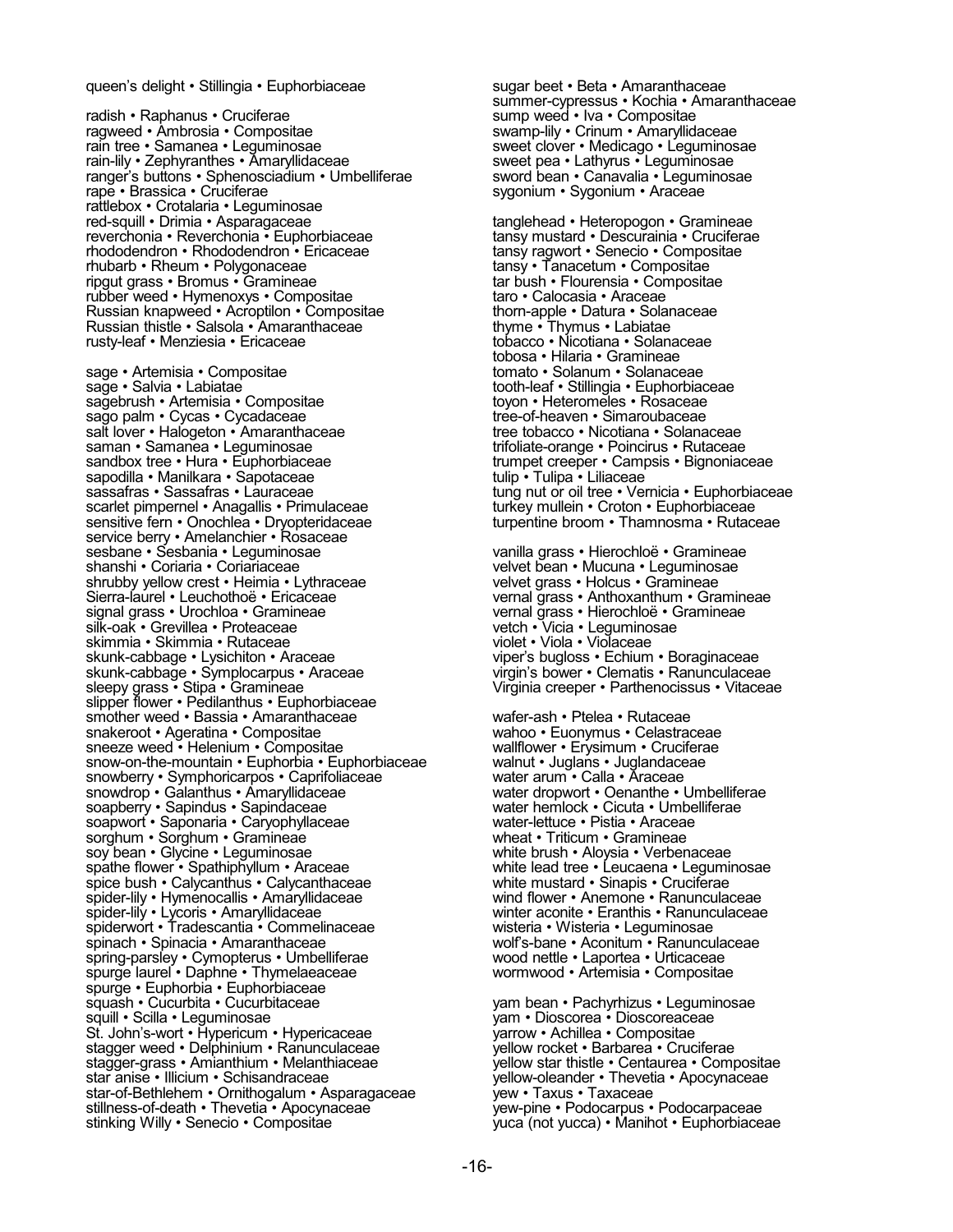queen's delight • Stillingia • Euphorbiaceae

radish • Raphanus • Cruciferae
ragweed • Ambrosia • Compositae
rain tree • Samanea • Leguminosae
rain-lily • Zephyranthes • Amaryllidaceae
ranger's buttons • Sphenosciadium • Umbelliferae
rape • Brassica • Cruciferae
rattlebox • Crotalaria • Leguminosae
red-squill • Drimia • Asparagaceae
reverchonia • Reverchonia • Euphorbiaceae
rhododendron • Rhododendron • Ericaceae
rhubarb • Rheum • Polygonaceae
ripgut grass • Bromus • Gramineae
rubber weed • Hymenoxys • Compositae
Russian knapweed • Acroptilon • Compositae
Russian thistle • Salsola • Amaranthaceae
rusty-leaf • Menziesia • Ericaceae

sage • Artemisia • Compositae
sage • Salvia • Labiatae
sagebrush • Artemisia • Compositae
sago palm • Cycas • Cycadaceae
salt lover • Halogeton • Amaranthaceae
saman • Samanea • Leguminosae
sandbox tree • Hura • Euphorbiaceae
sapodilla • Manilkara • Sapotaceae
sassafras • Sassafras • Lauraceae
scarlet pimpernel • Anagallis • Primulaceae
sensitive fern • Onochlea • Dryopteridaceae
service berry • Amelanchier • Rosaceae
sesbane • Sesbania • Leguminosae
shanshi • Coriaria • Coriariaceae
shrubby yellow crest • Heimia • Lythraceae
Sierra-laurel • Leuchothoë • Ericaceae
signal grass • Urochloa • Gramineae
silk-oak • Grevillea • Proteaceae
skimmia • Skimmia • Rutaceae
skunk-cabbage • Lysichiton • Araceae
skunk-cabbage • Symplocarpus • Araceae
sleepy grass • Stipa • Gramineae
slipper flower • Pedilanthus • Euphorbiaceae
smother weed • Bassia • Amaranthaceae
snakeroot • Ageratina • Compositae
sneeze weed • Helenium • Compositae
snow-on-the-mountain • Euphorbia • Euphorbiaceae
snowberry • Symphoricarpos • Caprifoliaceae
snowdrop • Galanthus • Amaryllidaceae
soapberry • Sapindus • Sapindaceae
soapwort • Saponaria • Caryophyllaceae
sorghum • Sorghum • Gramineae
soy bean • Glycine • Leguminosae
spathe flower • Spathiphyllum • Araceae
spice bush • Calycanthus • Calycanthaceae
spider-lily • Hymenocallis • Amaryllidaceae
spider-lily • Lycoris • Amaryllidaceae
spiderwort • Tradescantia • Commelinaceae
spinach • Spinacia • Amaranthaceae
spring-parsley • Cymopterus • Umbelliferae
spurge laurel • Daphne • Thymelaeaceae
spurge • Euphorbia • Euphorbiaceae
squash • Cucurbita • Cucurbitaceae
squill • Scilla • Leguminosae
St. John's-wort • Hypericum • Hypericaceae
stagger weed • Delphinium • Ranunculaceae
stagger-grass • Amianthium • Melanthiaceae
star anise • Illicium • Schisandraceae
star-of-Bethlehem • Ornithogalum • Asparagaceae
stillness-of-death • Thevetia • Apocynaceae
stinking Willy • Senecio • Compositae

sugar beet • Beta • Amaranthaceae
summer-cypressus • Kochia • Amaranthaceae
sump weed • Iva • Compositae
swamp-lily • Crinum • Amaryllidaceae
sweet clover • Medicago • Leguminosae
sweet pea • Lathyrus • Leguminosae
sword bean • Canavalia • Leguminosae
sygonium • Sygonium • Araceae

tanglehead • Heteropogon • Gramineae
tansy mustard • Descurainia • Cruciferae
tansy ragwort • Senecio • Compositae
tansy • Tanacetum • Compositae
tar bush • Flourensia • Compositae
taro • Calocasia • Araceae
thorn-apple • Datura • Solanaceae
thyme • Thymus • Labiatae
tobacco • Nicotiana • Solanaceae
tobosa • Hilaria • Gramineae
tomato • Solanum • Solanaceae
tooth-leaf • Stillingia • Euphorbiaceae
toyon • Heteromeles • Rosaceae
tree-of-heaven • Simaroubaceae
tree tobacco • Nicotiana • Solanaceae
trifoliate-orange • Poincirus • Rutaceae
trumpet creeper • Campsis • Bignoniaceae
tulip • Tulipa • Liliaceae
tung nut or oil tree • Vernicia • Euphorbiaceae
turkey mullein • Croton • Euphorbiaceae
turpentine broom • Thamnosma • Rutaceae

vanilla grass • Hierochloë • Gramineae
velvet bean • Mucuna • Leguminosae
velvet grass • Holcus • Gramineae
vernal grass • Anthoxanthum • Gramineae
vernal grass • Hierochloë • Gramineae
vetch • Vicia • Leguminosae
violet • Viola • Violaceae
viper's bugloss • Echium • Boraginaceae
virgin's bower • Clematis • Ranunculaceae
Virginia creeper • Parthenocissus • Vitaceae

wafer-ash • Ptelea • Rutaceae
wahoo • Euonymus • Celastraceae
wallflower • Erysimum • Cruciferae
walnut • Juglans • Juglandaceae
water arum • Calla • Araceae
water dropwort • Oenanthe • Umbelliferae
water hemlock • Cicuta • Umbelliferae
water-lettuce • Pistia • Araceae
wheat • Triticum • Gramineae
white brush • Aloysia • Verbenaceae
white lead tree • Leucaena • Leguminosae
white mustard • Sinapis • Cruciferae
wind flower • Anemone • Ranunculaceae
winter aconite • Eranthis • Ranunculaceae
wisteria • Wisteria • Leguminosae
wolf's-bane • Aconitum • Ranunculaceae
wood nettle • Laportea • Urticaceae
wormwood • Artemisia • Compositae

yam bean • Pachyrhizus • Leguminosae
yam • Dioscorea • Dioscoreaceae
yarrow • Achillea • Compositae
yellow rocket • Barbarea • Cruciferae
yellow star thistle • Centaurea • Compositae
yellow-oleander • Thevetia • Apocynaceae
yew • Taxus • Taxaceae
yew-pine • Podocarpus • Podocarpaceae
yuca (not yucca) • Manihot • Euphorbiaceae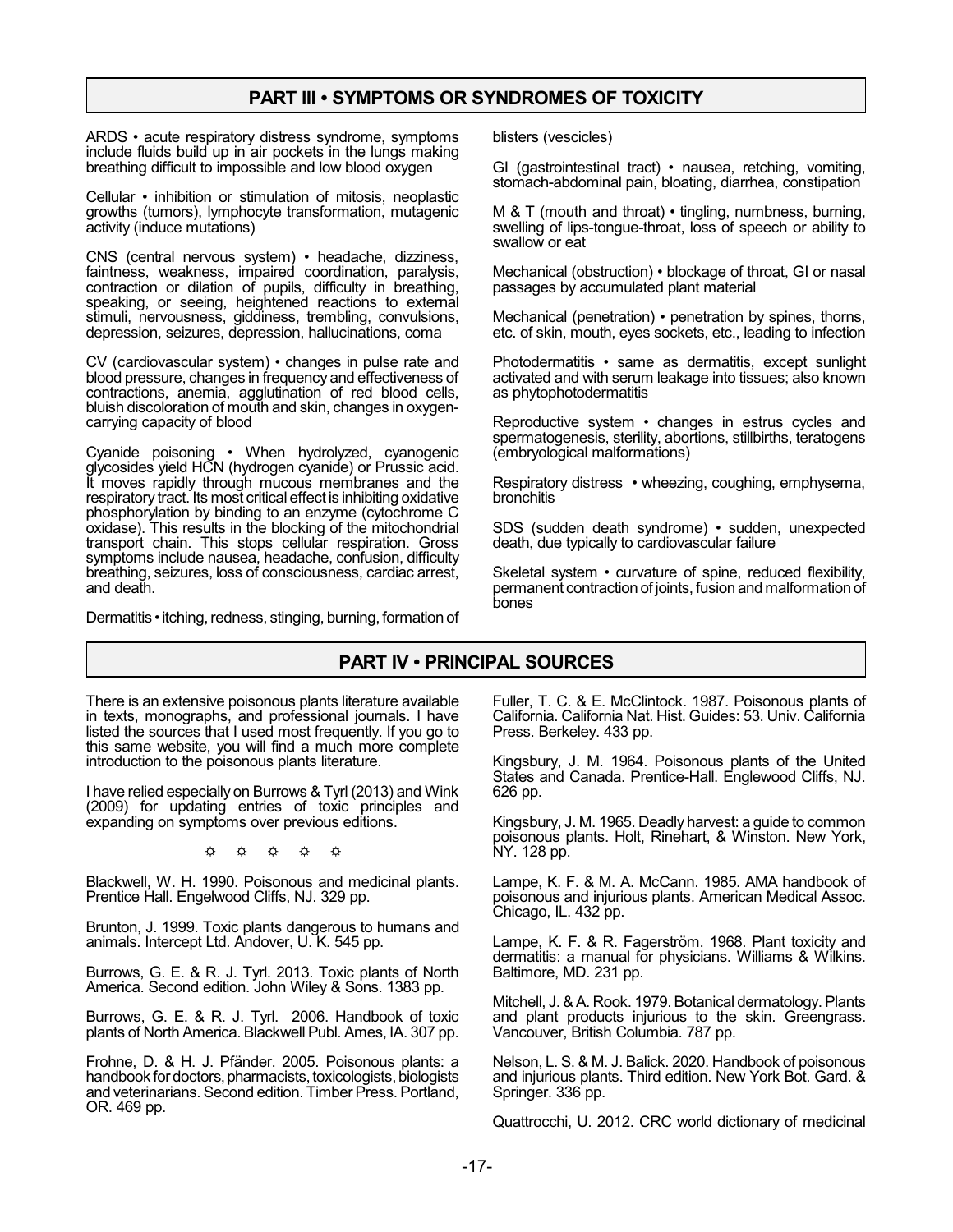## PART III • SYMPTOMS OR SYNDROMES OF TOXICITY

ARDS • acute respiratory distress syndrome, symptoms include fluids build up in air pockets in the lungs making breathing difficult to impossible and low blood oxygen

Cellular • inhibition or stimulation of mitosis, neoplastic growths (tumors), lymphocyte transformation, mutagenic activity (induce mutations)

CNS (central nervous system) • headache, dizziness, faintness, weakness, impaired coordination, paralysis, contraction or dilation of pupils, difficulty in breathing, speaking, or seeing, heightened reactions to external stimuli, nervousness, giddiness, trembling, convulsions, depression, seizures, depression, hallucinations, coma

CV (cardiovascular system) • changes in pulse rate and blood pressure, changes in frequency and effectiveness of contractions, anemia, agglutination of red blood cells, bluish discoloration of mouth and skin, changes in oxygen-carrying capacity of blood

Cyanide poisoning • When hydrolyzed, cyanogenic glycosides yield HCN (hydrogen cyanide) or Prussic acid. It moves rapidly through mucous membranes and the respiratory tract. Its most critical effect is inhibiting oxidative phosphorylation by binding to an enzyme (cytochrome C oxidase). This results in the blocking of the mitochondrial transport chain. This stops cellular respiration. Gross symptoms include nausea, headache, confusion, difficulty breathing, seizures, loss of consciousness, cardiac arrest, and death.

Dermatitis • itching, redness, stinging, burning, formation of blisters (vesicles)

GI (gastrointestinal tract) • nausea, retching, vomiting, stomach-abdominal pain, bloating, diarrhea, constipation

M & T (mouth and throat) • tingling, numbness, burning, swelling of lips-tongue-throat, loss of speech or ability to swallow or eat

Mechanical (obstruction) • blockage of throat, GI or nasal passages by accumulated plant material

Mechanical (penetration) • penetration by spines, thorns, etc. of skin, mouth, eyes sockets, etc., leading to infection

Photodermatitis • same as dermatitis, except sunlight activated and with serum leakage into tissues; also known as phytophotodermatitis

Reproductive system • changes in estrus cycles and spermatogenesis, sterility, abortions, stillbirths, teratogens (embryological malformations)

Respiratory distress • wheezing, coughing, emphysema, bronchitis

SDS (sudden death syndrome) • sudden, unexpected death, due typically to cardiovascular failure

Skeletal system • curvature of spine, reduced flexibility, permanent contraction of joints, fusion and malformation of bones

## PART IV • PRINCIPAL SOURCES

There is an extensive poisonous plants literature available in texts, monographs, and professional journals. I have listed the sources that I used most frequently. If you go to this same website, you will find a much more complete introduction to the poisonous plants literature.

I have relied especially on Burrows & Tyrl (2013) and Wink (2009) for updating entries of toxic principles and expanding on symptoms over previous editions.

☼ ☼ ☼ ☼ ☼

Blackwell, W. H. 1990. Poisonous and medicinal plants. Prentice Hall. Engelwood Cliffs, NJ. 329 pp.

Brunton, J. 1999. Toxic plants dangerous to humans and animals. Intercept Ltd. Andover, U. K. 545 pp.

Burrows, G. E. & R. J. Tyrl. 2013. Toxic plants of North America. Second edition. John Wiley & Sons. 1383 pp.

Burrows, G. E. & R. J. Tyrl. 2006. Handbook of toxic plants of North America. Blackwell Publ. Ames, IA. 307 pp.

Frohne, D. & H. J. Pfänder. 2005. Poisonous plants: a handbook for doctors, pharmacists, toxicologists, biologists and veterinarians. Second edition. Timber Press. Portland, OR. 469 pp.

Fuller, T. C. & E. McClintock. 1987. Poisonous plants of California. California Nat. Hist. Guides: 53. Univ. California Press. Berkeley. 433 pp.

Kingsbury, J. M. 1964. Poisonous plants of the United States and Canada. Prentice-Hall. Englewood Cliffs, NJ. 626 pp.

Kingsbury, J. M. 1965. Deadly harvest: a guide to common poisonous plants. Holt, Rinehart, & Winston. New York, NY. 128 pp.

Lampe, K. F. & M. A. McCann. 1985. AMA handbook of poisonous and injurious plants. American Medical Assoc. Chicago, IL. 432 pp.

Lampe, K. F. & R. Fagerström. 1968. Plant toxicity and dermatitis: a manual for physicians. Williams & Wilkins. Baltimore, MD. 231 pp.

Mitchell, J. & A. Rook. 1979. Botanical dermatology. Plants and plant products injurious to the skin. Greengrass. Vancouver, British Columbia. 787 pp.

Nelson, L. S. & M. J. Balick. 2020. Handbook of poisonous and injurious plants. Third edition. New York Bot. Gard. & Springer. 336 pp.

Quattrocchi, U. 2012. CRC world dictionary of medicinal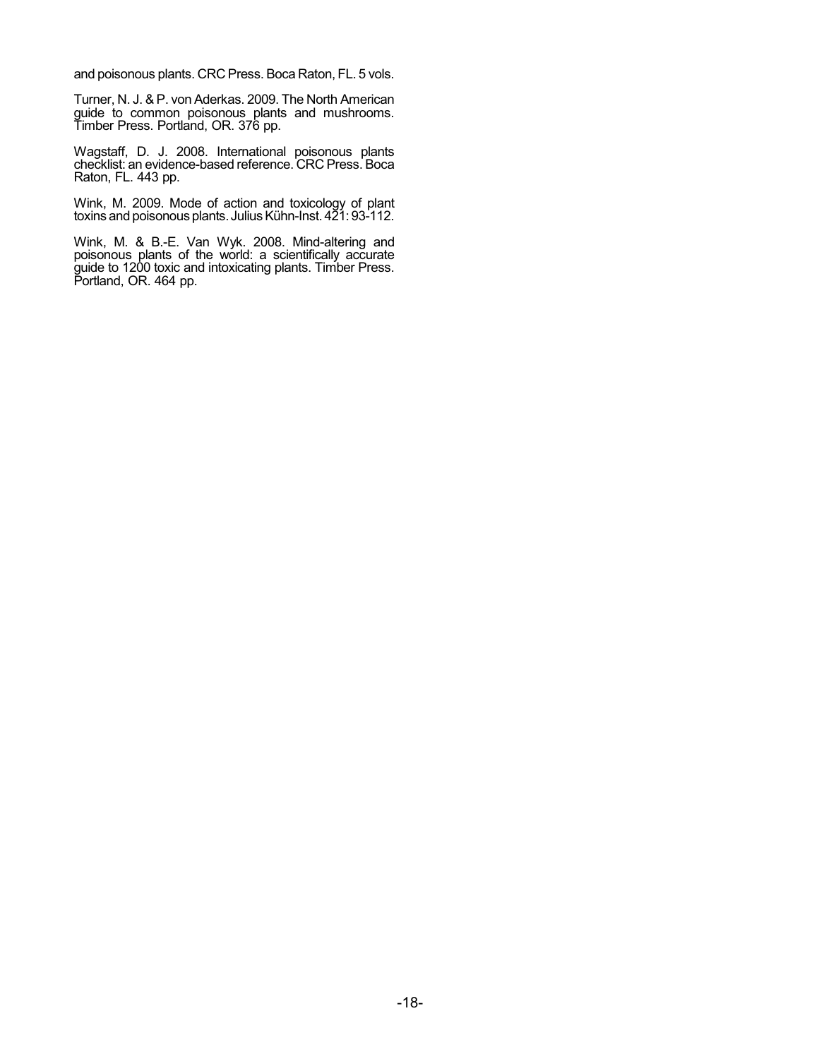and poisonous plants. CRC Press. Boca Raton, FL. 5 vols.

Turner, N. J. & P. von Aderkas. 2009. The North American guide to common poisonous plants and mushrooms. Timber Press. Portland, OR. 376 pp.

Wagstaff, D. J. 2008. International poisonous plants checklist: an evidence-based reference. CRC Press. Boca Raton, FL. 443 pp.

Wink, M. 2009. Mode of action and toxicology of plant toxins and poisonous plants. Julius Kühn-Inst. 421: 93-112.

Wink, M. & B.-E. Van Wyk. 2008. Mind-altering and poisonous plants of the world: a scientifically accurate guide to 1200 toxic and intoxicating plants. Timber Press. Portland, OR. 464 pp.